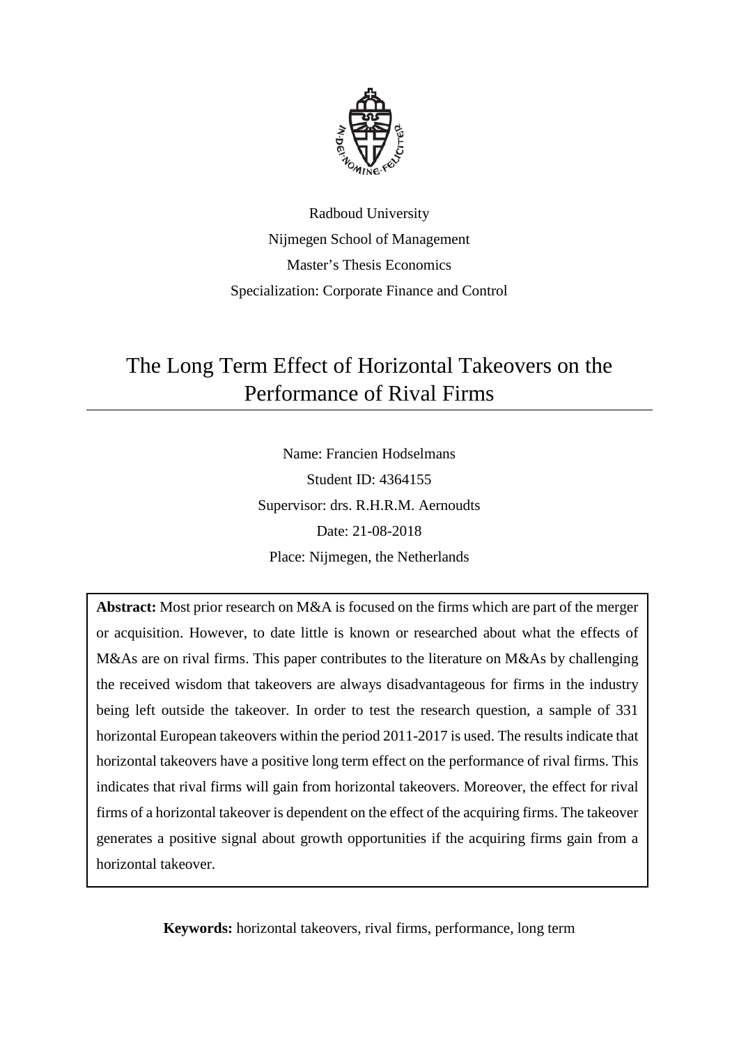Radboud University

Nijmegen School of Management

Master's Thesis Economics

Specialization: Corporate Finance and Control

# The Long Term Effect of Horizontal Takeovers on the Performance of Rival Firms

Name: Francien Hodselmans

Student ID: 4364155

Supervisor: drs. R.H.R.M. Aernoudts

Date: 21-08-2018

Place: Nijmegen, the Netherlands

**Abstract:** Most prior research on M&A is focused on the firms which are part of the merger or acquisition. However, to date little is known or researched about what the effects of M&As are on rival firms. This paper contributes to the literature on M&As by challenging the received wisdom that takeovers are always disadvantageous for firms in the industry being left outside the takeover. In order to test the research question, a sample of 331 horizontal European takeovers within the period 2011-2017 is used. The results indicate that horizontal takeovers have a positive long term effect on the performance of rival firms. This indicates that rival firms will gain from horizontal takeovers. Moreover, the effect for rival firms of a horizontal takeover is dependent on the effect of the acquiring firms. The takeover generates a positive signal about growth opportunities if the acquiring firms gain from a horizontal takeover.

**Keywords:** horizontal takeovers, rival firms, performance, long term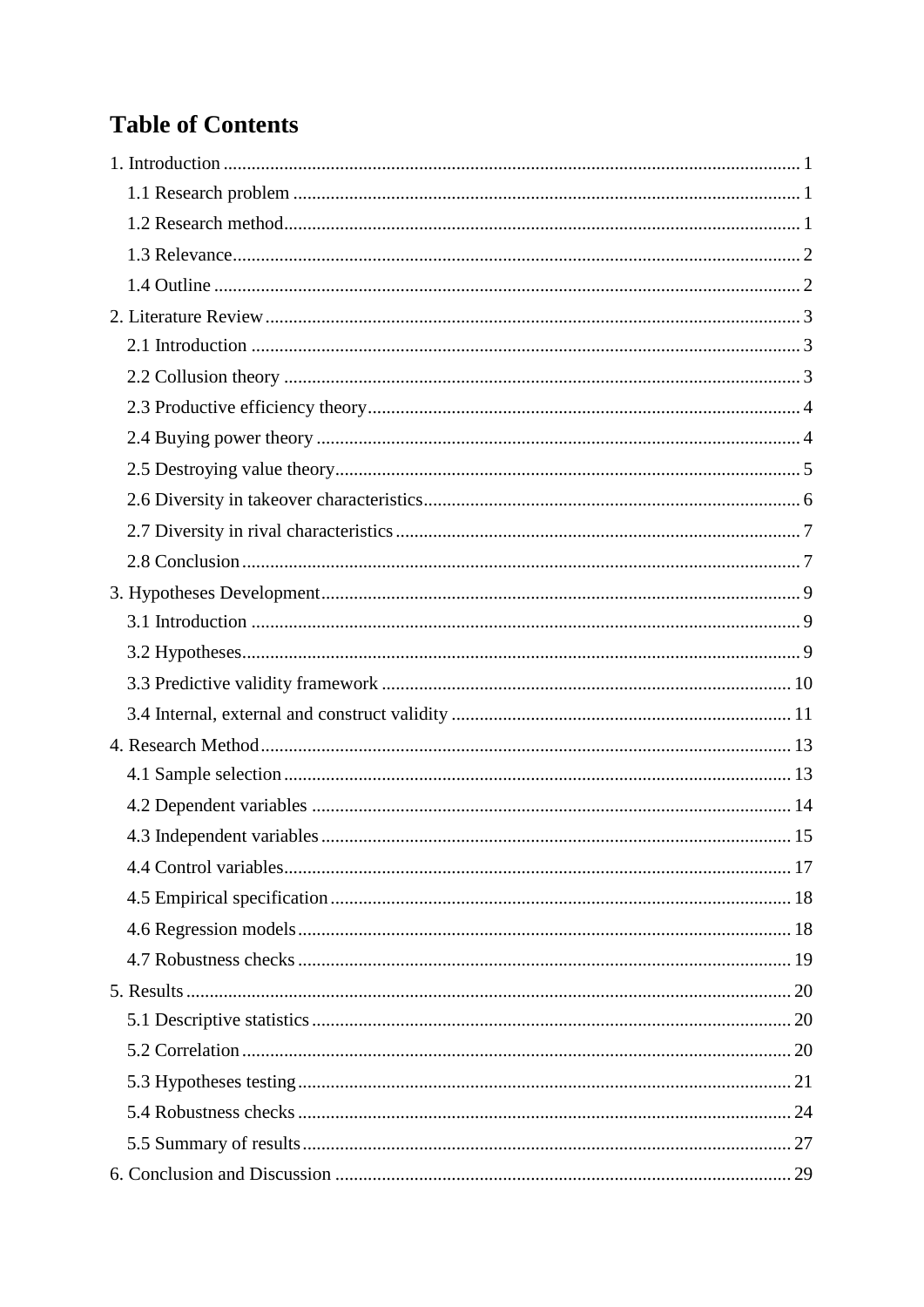# Table of Contents

1. Introduction ... 1
   - 1.1 Research problem ... 1
   - 1.2 Research method ... 1
   - 1.3 Relevance ... 2
   - 1.4 Outline ... 2
2. Literature Review ... 3
   - 2.1 Introduction ... 3
   - 2.2 Collusion theory ... 3
   - 2.3 Productive efficiency theory ... 4
   - 2.4 Buying power theory ... 4
   - 2.5 Destroying value theory ... 5
   - 2.6 Diversity in takeover characteristics ... 6
   - 2.7 Diversity in rival characteristics ... 7
   - 2.8 Conclusion ... 7
3. Hypotheses Development ... 9
   - 3.1 Introduction ... 9
   - 3.2 Hypotheses ... 9
   - 3.3 Predictive validity framework ... 10
   - 3.4 Internal, external and construct validity ... 11
4. Research Method ... 13
   - 4.1 Sample selection ... 13
   - 4.2 Dependent variables ... 14
   - 4.3 Independent variables ... 15
   - 4.4 Control variables ... 17
   - 4.5 Empirical specification ... 18
   - 4.6 Regression models ... 18
   - 4.7 Robustness checks ... 19
5. Results ... 20
   - 5.1 Descriptive statistics ... 20
   - 5.2 Correlation ... 20
   - 5.3 Hypotheses testing ... 21
   - 5.4 Robustness checks ... 24
   - 5.5 Summary of results ... 27
6. Conclusion and Discussion ... 29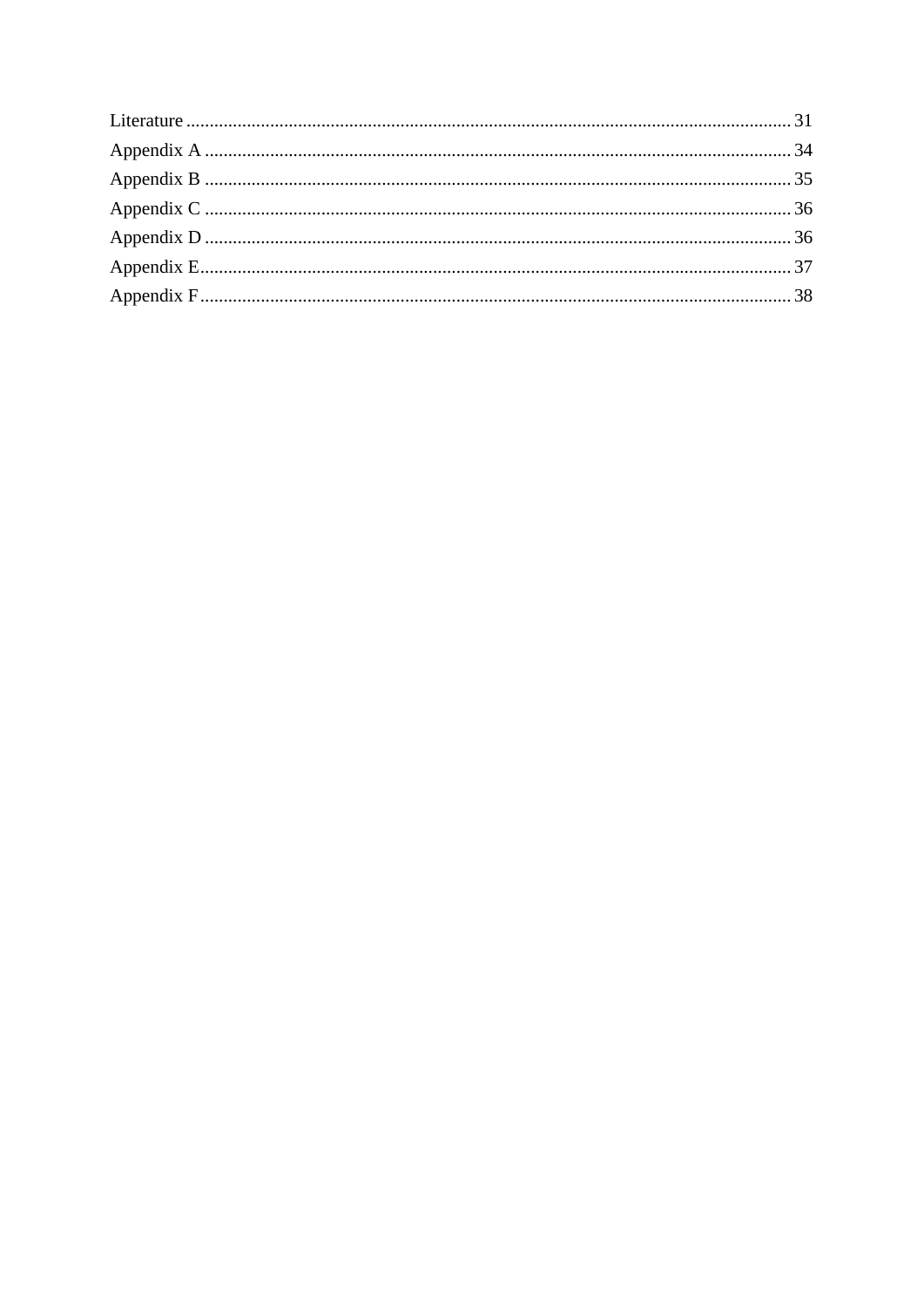Literature ........................................................................................................................... 31
Appendix A ......................................................................................................................... 34
Appendix B ......................................................................................................................... 35
Appendix C ......................................................................................................................... 36
Appendix D ......................................................................................................................... 36
Appendix E.......................................................................................................................... 37
Appendix F.......................................................................................................................... 38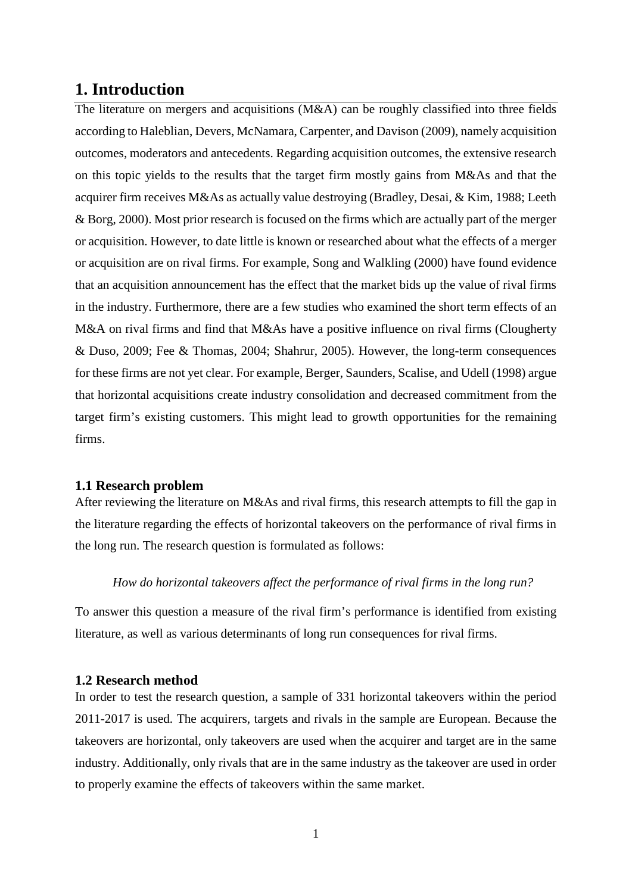# 1. Introduction

The literature on mergers and acquisitions (M&A) can be roughly classified into three fields according to Haleblian, Devers, McNamara, Carpenter, and Davison (2009), namely acquisition outcomes, moderators and antecedents. Regarding acquisition outcomes, the extensive research on this topic yields to the results that the target firm mostly gains from M&As and that the acquirer firm receives M&As as actually value destroying (Bradley, Desai, & Kim, 1988; Leeth & Borg, 2000). Most prior research is focused on the firms which are actually part of the merger or acquisition. However, to date little is known or researched about what the effects of a merger or acquisition are on rival firms. For example, Song and Walkling (2000) have found evidence that an acquisition announcement has the effect that the market bids up the value of rival firms in the industry. Furthermore, there are a few studies who examined the short term effects of an M&A on rival firms and find that M&As have a positive influence on rival firms (Clougherty & Duso, 2009; Fee & Thomas, 2004; Shahrur, 2005). However, the long-term consequences for these firms are not yet clear. For example, Berger, Saunders, Scalise, and Udell (1998) argue that horizontal acquisitions create industry consolidation and decreased commitment from the target firm's existing customers. This might lead to growth opportunities for the remaining firms.

## 1.1 Research problem

After reviewing the literature on M&As and rival firms, this research attempts to fill the gap in the literature regarding the effects of horizontal takeovers on the performance of rival firms in the long run. The research question is formulated as follows:

*How do horizontal takeovers affect the performance of rival firms in the long run?*

To answer this question a measure of the rival firm's performance is identified from existing literature, as well as various determinants of long run consequences for rival firms.

## 1.2 Research method

In order to test the research question, a sample of 331 horizontal takeovers within the period 2011-2017 is used. The acquirers, targets and rivals in the sample are European. Because the takeovers are horizontal, only takeovers are used when the acquirer and target are in the same industry. Additionally, only rivals that are in the same industry as the takeover are used in order to properly examine the effects of takeovers within the same market.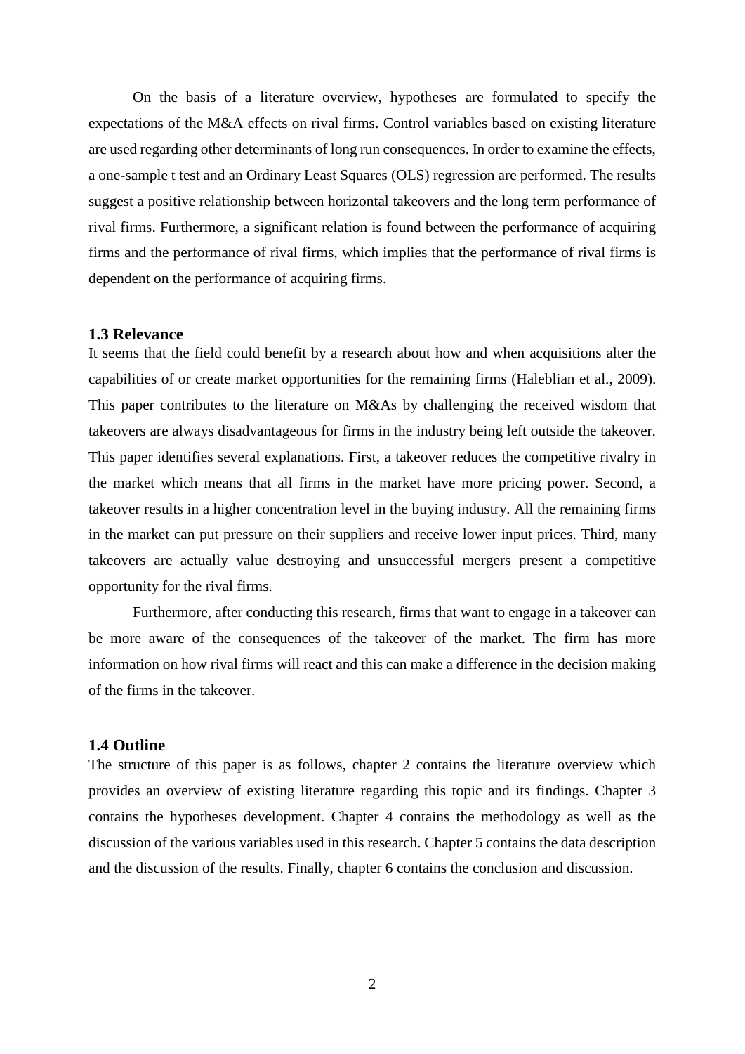On the basis of a literature overview, hypotheses are formulated to specify the expectations of the M&A effects on rival firms. Control variables based on existing literature are used regarding other determinants of long run consequences. In order to examine the effects, a one-sample t test and an Ordinary Least Squares (OLS) regression are performed. The results suggest a positive relationship between horizontal takeovers and the long term performance of rival firms. Furthermore, a significant relation is found between the performance of acquiring firms and the performance of rival firms, which implies that the performance of rival firms is dependent on the performance of acquiring firms.

### 1.3 Relevance

It seems that the field could benefit by a research about how and when acquisitions alter the capabilities of or create market opportunities for the remaining firms (Haleblian et al., 2009). This paper contributes to the literature on M&As by challenging the received wisdom that takeovers are always disadvantageous for firms in the industry being left outside the takeover. This paper identifies several explanations. First, a takeover reduces the competitive rivalry in the market which means that all firms in the market have more pricing power. Second, a takeover results in a higher concentration level in the buying industry. All the remaining firms in the market can put pressure on their suppliers and receive lower input prices. Third, many takeovers are actually value destroying and unsuccessful mergers present a competitive opportunity for the rival firms.

Furthermore, after conducting this research, firms that want to engage in a takeover can be more aware of the consequences of the takeover of the market. The firm has more information on how rival firms will react and this can make a difference in the decision making of the firms in the takeover.

### 1.4 Outline

The structure of this paper is as follows, chapter 2 contains the literature overview which provides an overview of existing literature regarding this topic and its findings. Chapter 3 contains the hypotheses development. Chapter 4 contains the methodology as well as the discussion of the various variables used in this research. Chapter 5 contains the data description and the discussion of the results. Finally, chapter 6 contains the conclusion and discussion.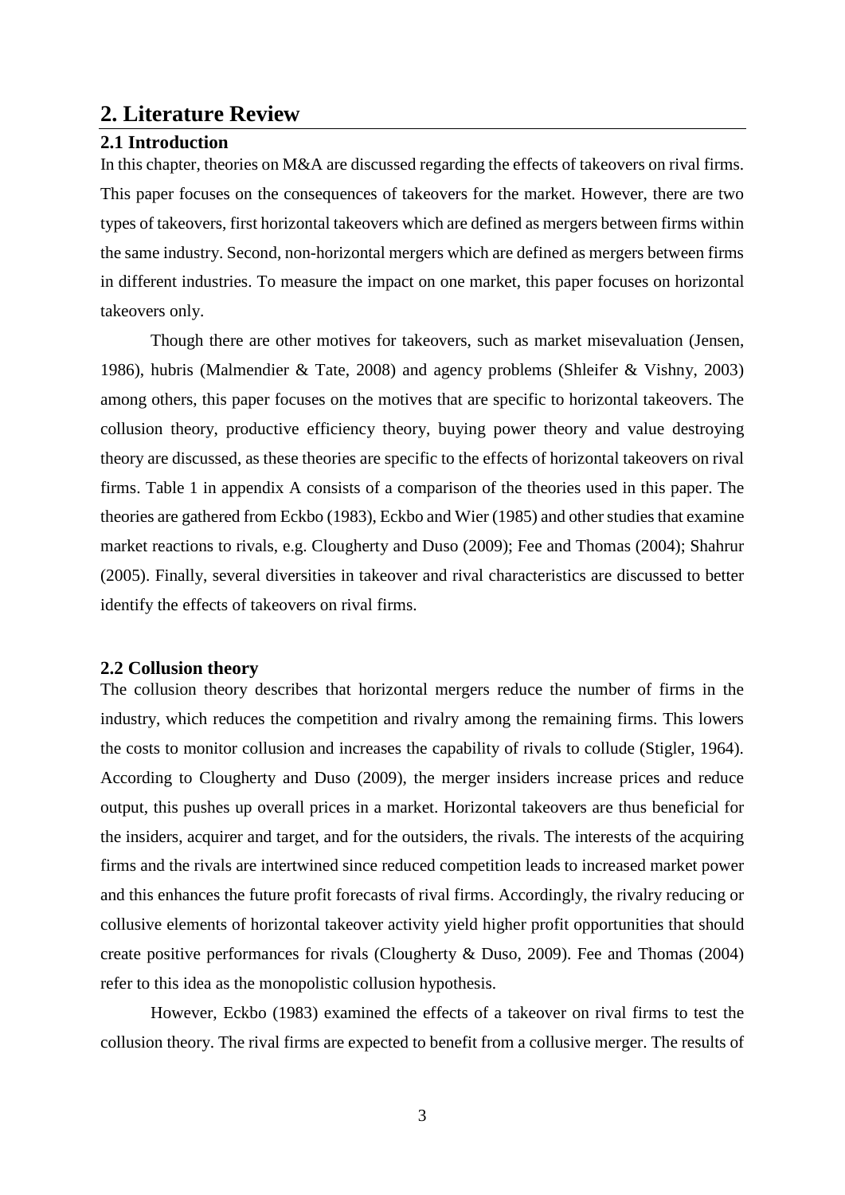## 2. Literature Review

### 2.1 Introduction

In this chapter, theories on M&A are discussed regarding the effects of takeovers on rival firms. This paper focuses on the consequences of takeovers for the market. However, there are two types of takeovers, first horizontal takeovers which are defined as mergers between firms within the same industry. Second, non-horizontal mergers which are defined as mergers between firms in different industries. To measure the impact on one market, this paper focuses on horizontal takeovers only.

Though there are other motives for takeovers, such as market misevaluation (Jensen, 1986), hubris (Malmendier & Tate, 2008) and agency problems (Shleifer & Vishny, 2003) among others, this paper focuses on the motives that are specific to horizontal takeovers. The collusion theory, productive efficiency theory, buying power theory and value destroying theory are discussed, as these theories are specific to the effects of horizontal takeovers on rival firms. Table 1 in appendix A consists of a comparison of the theories used in this paper. The theories are gathered from Eckbo (1983), Eckbo and Wier (1985) and other studies that examine market reactions to rivals, e.g. Clougherty and Duso (2009); Fee and Thomas (2004); Shahrur (2005). Finally, several diversities in takeover and rival characteristics are discussed to better identify the effects of takeovers on rival firms.

### 2.2 Collusion theory

The collusion theory describes that horizontal mergers reduce the number of firms in the industry, which reduces the competition and rivalry among the remaining firms. This lowers the costs to monitor collusion and increases the capability of rivals to collude (Stigler, 1964). According to Clougherty and Duso (2009), the merger insiders increase prices and reduce output, this pushes up overall prices in a market. Horizontal takeovers are thus beneficial for the insiders, acquirer and target, and for the outsiders, the rivals. The interests of the acquiring firms and the rivals are intertwined since reduced competition leads to increased market power and this enhances the future profit forecasts of rival firms. Accordingly, the rivalry reducing or collusive elements of horizontal takeover activity yield higher profit opportunities that should create positive performances for rivals (Clougherty & Duso, 2009). Fee and Thomas (2004) refer to this idea as the monopolistic collusion hypothesis.

However, Eckbo (1983) examined the effects of a takeover on rival firms to test the collusion theory. The rival firms are expected to benefit from a collusive merger. The results of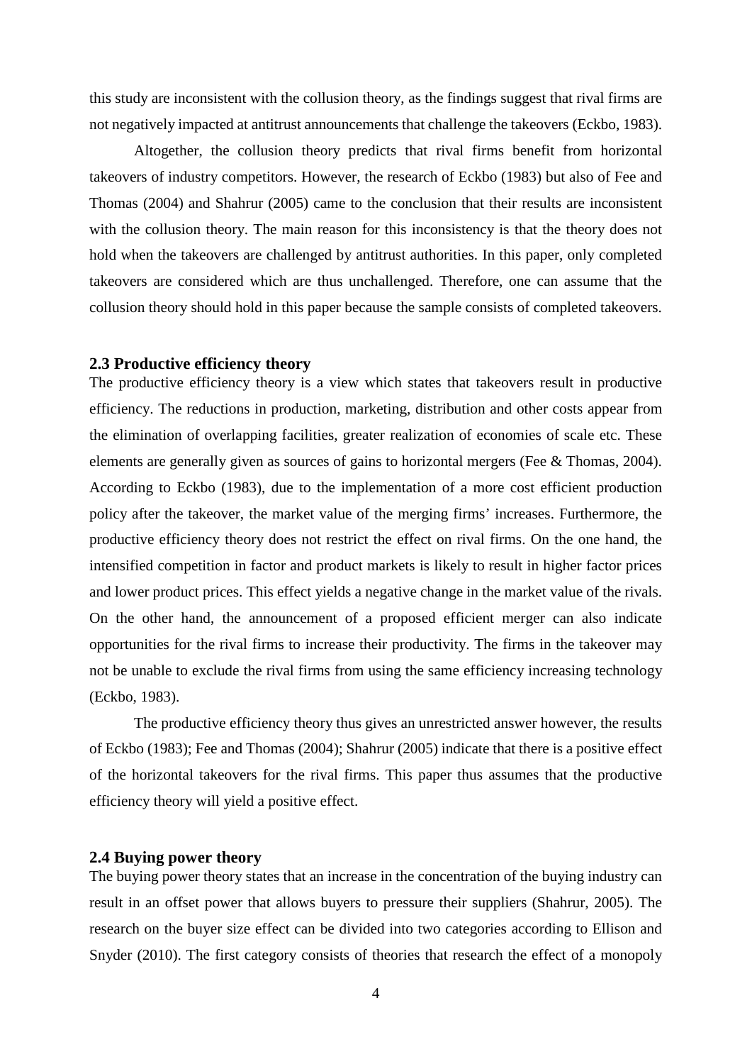this study are inconsistent with the collusion theory, as the findings suggest that rival firms are not negatively impacted at antitrust announcements that challenge the takeovers (Eckbo, 1983).

Altogether, the collusion theory predicts that rival firms benefit from horizontal takeovers of industry competitors. However, the research of Eckbo (1983) but also of Fee and Thomas (2004) and Shahrur (2005) came to the conclusion that their results are inconsistent with the collusion theory. The main reason for this inconsistency is that the theory does not hold when the takeovers are challenged by antitrust authorities. In this paper, only completed takeovers are considered which are thus unchallenged. Therefore, one can assume that the collusion theory should hold in this paper because the sample consists of completed takeovers.

### 2.3 Productive efficiency theory

The productive efficiency theory is a view which states that takeovers result in productive efficiency. The reductions in production, marketing, distribution and other costs appear from the elimination of overlapping facilities, greater realization of economies of scale etc. These elements are generally given as sources of gains to horizontal mergers (Fee & Thomas, 2004). According to Eckbo (1983), due to the implementation of a more cost efficient production policy after the takeover, the market value of the merging firms' increases. Furthermore, the productive efficiency theory does not restrict the effect on rival firms. On the one hand, the intensified competition in factor and product markets is likely to result in higher factor prices and lower product prices. This effect yields a negative change in the market value of the rivals. On the other hand, the announcement of a proposed efficient merger can also indicate opportunities for the rival firms to increase their productivity. The firms in the takeover may not be unable to exclude the rival firms from using the same efficiency increasing technology (Eckbo, 1983).

The productive efficiency theory thus gives an unrestricted answer however, the results of Eckbo (1983); Fee and Thomas (2004); Shahrur (2005) indicate that there is a positive effect of the horizontal takeovers for the rival firms. This paper thus assumes that the productive efficiency theory will yield a positive effect.

### 2.4 Buying power theory

The buying power theory states that an increase in the concentration of the buying industry can result in an offset power that allows buyers to pressure their suppliers (Shahrur, 2005). The research on the buyer size effect can be divided into two categories according to Ellison and Snyder (2010). The first category consists of theories that research the effect of a monopoly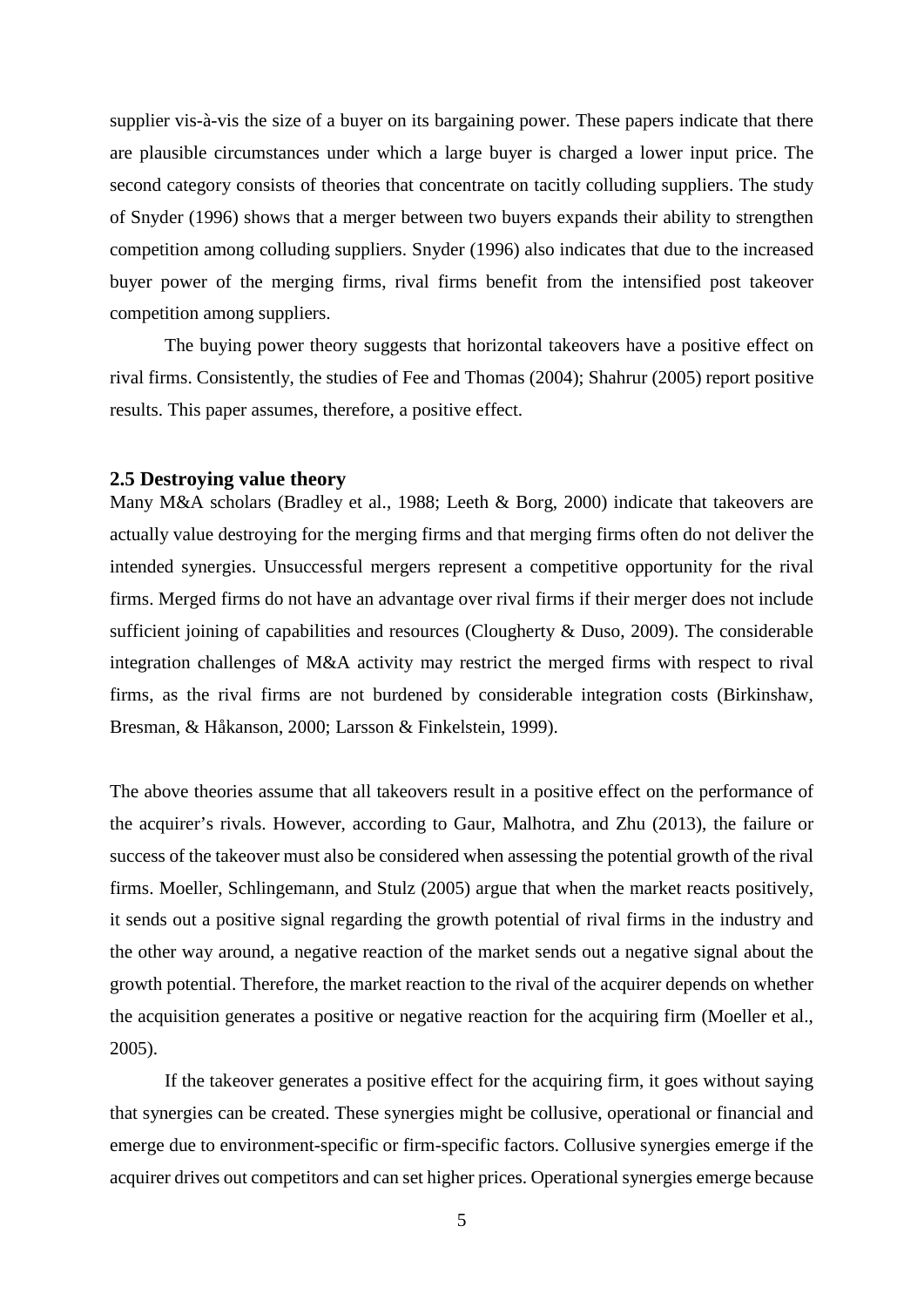supplier vis-à-vis the size of a buyer on its bargaining power. These papers indicate that there are plausible circumstances under which a large buyer is charged a lower input price. The second category consists of theories that concentrate on tacitly colluding suppliers. The study of Snyder (1996) shows that a merger between two buyers expands their ability to strengthen competition among colluding suppliers. Snyder (1996) also indicates that due to the increased buyer power of the merging firms, rival firms benefit from the intensified post takeover competition among suppliers.

The buying power theory suggests that horizontal takeovers have a positive effect on rival firms. Consistently, the studies of Fee and Thomas (2004); Shahrur (2005) report positive results. This paper assumes, therefore, a positive effect.

## 2.5 Destroying value theory

Many M&A scholars (Bradley et al., 1988; Leeth & Borg, 2000) indicate that takeovers are actually value destroying for the merging firms and that merging firms often do not deliver the intended synergies. Unsuccessful mergers represent a competitive opportunity for the rival firms. Merged firms do not have an advantage over rival firms if their merger does not include sufficient joining of capabilities and resources (Clougherty & Duso, 2009). The considerable integration challenges of M&A activity may restrict the merged firms with respect to rival firms, as the rival firms are not burdened by considerable integration costs (Birkinshaw, Bresman, & Håkanson, 2000; Larsson & Finkelstein, 1999).

The above theories assume that all takeovers result in a positive effect on the performance of the acquirer's rivals. However, according to Gaur, Malhotra, and Zhu (2013), the failure or success of the takeover must also be considered when assessing the potential growth of the rival firms. Moeller, Schlingemann, and Stulz (2005) argue that when the market reacts positively, it sends out a positive signal regarding the growth potential of rival firms in the industry and the other way around, a negative reaction of the market sends out a negative signal about the growth potential. Therefore, the market reaction to the rival of the acquirer depends on whether the acquisition generates a positive or negative reaction for the acquiring firm (Moeller et al., 2005).

If the takeover generates a positive effect for the acquiring firm, it goes without saying that synergies can be created. These synergies might be collusive, operational or financial and emerge due to environment-specific or firm-specific factors. Collusive synergies emerge if the acquirer drives out competitors and can set higher prices. Operational synergies emerge because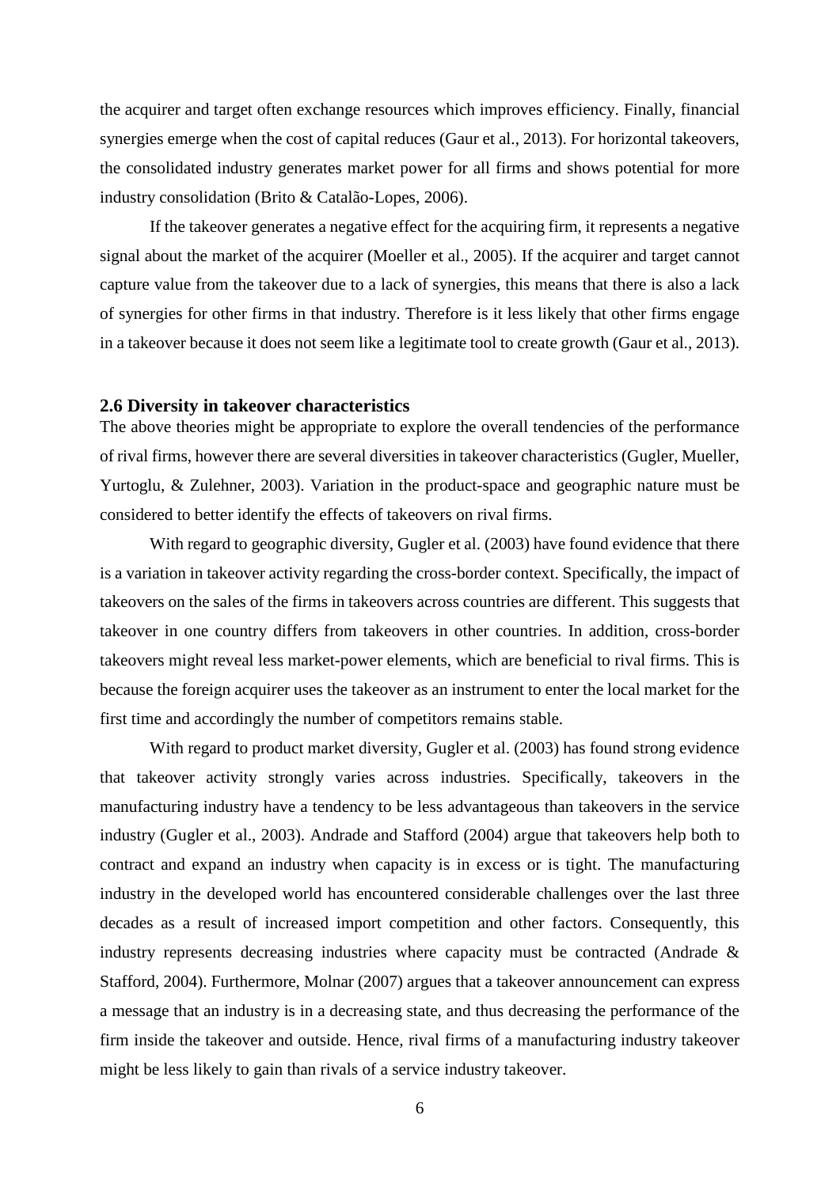the acquirer and target often exchange resources which improves efficiency. Finally, financial synergies emerge when the cost of capital reduces (Gaur et al., 2013). For horizontal takeovers, the consolidated industry generates market power for all firms and shows potential for more industry consolidation (Brito & Catalão-Lopes, 2006).

If the takeover generates a negative effect for the acquiring firm, it represents a negative signal about the market of the acquirer (Moeller et al., 2005). If the acquirer and target cannot capture value from the takeover due to a lack of synergies, this means that there is also a lack of synergies for other firms in that industry. Therefore is it less likely that other firms engage in a takeover because it does not seem like a legitimate tool to create growth (Gaur et al., 2013).

## 2.6 Diversity in takeover characteristics

The above theories might be appropriate to explore the overall tendencies of the performance of rival firms, however there are several diversities in takeover characteristics (Gugler, Mueller, Yurtoglu, & Zulehner, 2003). Variation in the product-space and geographic nature must be considered to better identify the effects of takeovers on rival firms.

With regard to geographic diversity, Gugler et al. (2003) have found evidence that there is a variation in takeover activity regarding the cross-border context. Specifically, the impact of takeovers on the sales of the firms in takeovers across countries are different. This suggests that takeover in one country differs from takeovers in other countries. In addition, cross-border takeovers might reveal less market-power elements, which are beneficial to rival firms. This is because the foreign acquirer uses the takeover as an instrument to enter the local market for the first time and accordingly the number of competitors remains stable.

With regard to product market diversity, Gugler et al. (2003) has found strong evidence that takeover activity strongly varies across industries. Specifically, takeovers in the manufacturing industry have a tendency to be less advantageous than takeovers in the service industry (Gugler et al., 2003). Andrade and Stafford (2004) argue that takeovers help both to contract and expand an industry when capacity is in excess or is tight. The manufacturing industry in the developed world has encountered considerable challenges over the last three decades as a result of increased import competition and other factors. Consequently, this industry represents decreasing industries where capacity must be contracted (Andrade & Stafford, 2004). Furthermore, Molnar (2007) argues that a takeover announcement can express a message that an industry is in a decreasing state, and thus decreasing the performance of the firm inside the takeover and outside. Hence, rival firms of a manufacturing industry takeover might be less likely to gain than rivals of a service industry takeover.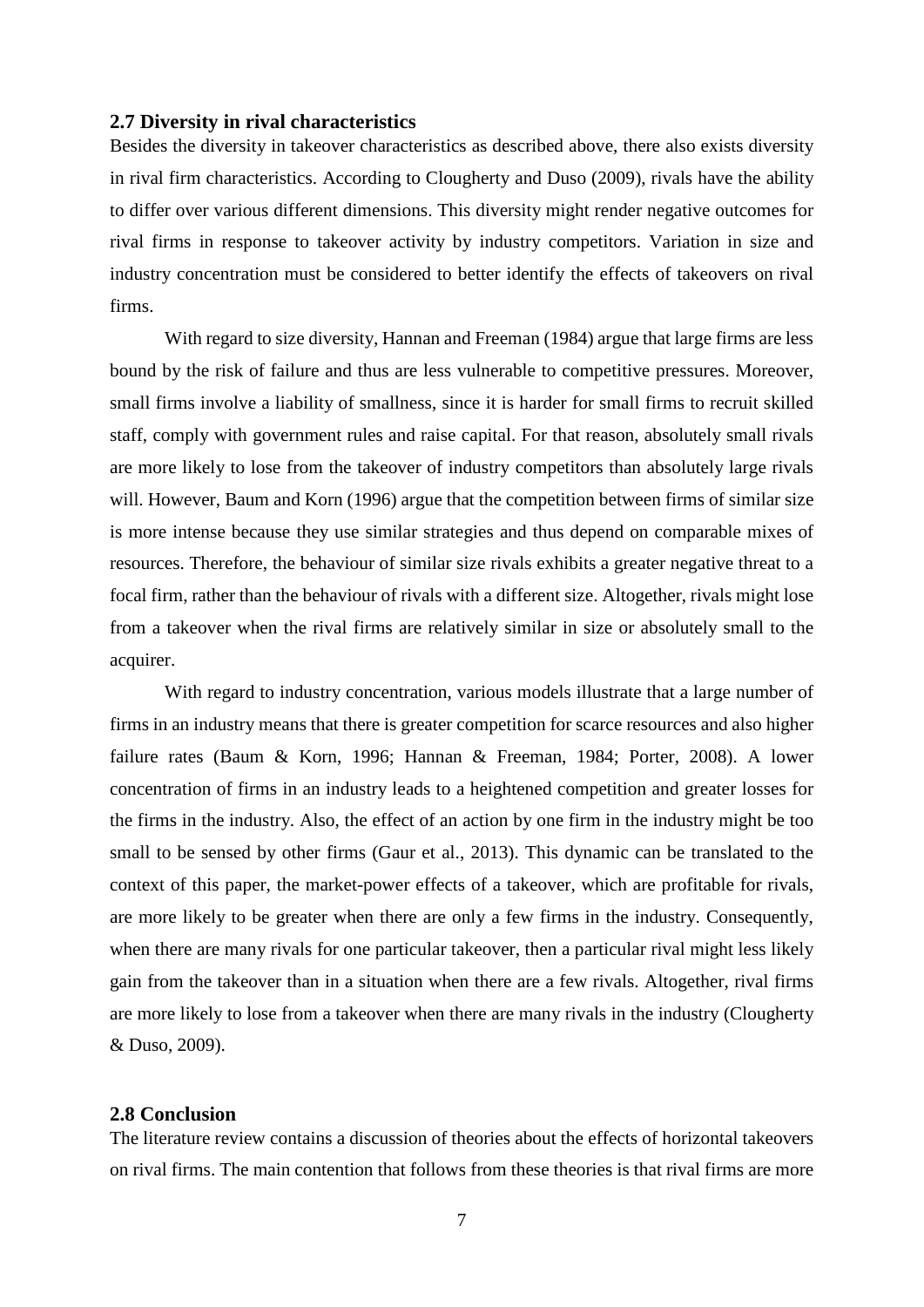## 2.7 Diversity in rival characteristics

Besides the diversity in takeover characteristics as described above, there also exists diversity in rival firm characteristics. According to Clougherty and Duso (2009), rivals have the ability to differ over various different dimensions. This diversity might render negative outcomes for rival firms in response to takeover activity by industry competitors. Variation in size and industry concentration must be considered to better identify the effects of takeovers on rival firms.

With regard to size diversity, Hannan and Freeman (1984) argue that large firms are less bound by the risk of failure and thus are less vulnerable to competitive pressures. Moreover, small firms involve a liability of smallness, since it is harder for small firms to recruit skilled staff, comply with government rules and raise capital. For that reason, absolutely small rivals are more likely to lose from the takeover of industry competitors than absolutely large rivals will. However, Baum and Korn (1996) argue that the competition between firms of similar size is more intense because they use similar strategies and thus depend on comparable mixes of resources. Therefore, the behaviour of similar size rivals exhibits a greater negative threat to a focal firm, rather than the behaviour of rivals with a different size. Altogether, rivals might lose from a takeover when the rival firms are relatively similar in size or absolutely small to the acquirer.

With regard to industry concentration, various models illustrate that a large number of firms in an industry means that there is greater competition for scarce resources and also higher failure rates (Baum & Korn, 1996; Hannan & Freeman, 1984; Porter, 2008). A lower concentration of firms in an industry leads to a heightened competition and greater losses for the firms in the industry. Also, the effect of an action by one firm in the industry might be too small to be sensed by other firms (Gaur et al., 2013). This dynamic can be translated to the context of this paper, the market-power effects of a takeover, which are profitable for rivals, are more likely to be greater when there are only a few firms in the industry. Consequently, when there are many rivals for one particular takeover, then a particular rival might less likely gain from the takeover than in a situation when there are a few rivals. Altogether, rival firms are more likely to lose from a takeover when there are many rivals in the industry (Clougherty & Duso, 2009).

## 2.8 Conclusion

The literature review contains a discussion of theories about the effects of horizontal takeovers on rival firms. The main contention that follows from these theories is that rival firms are more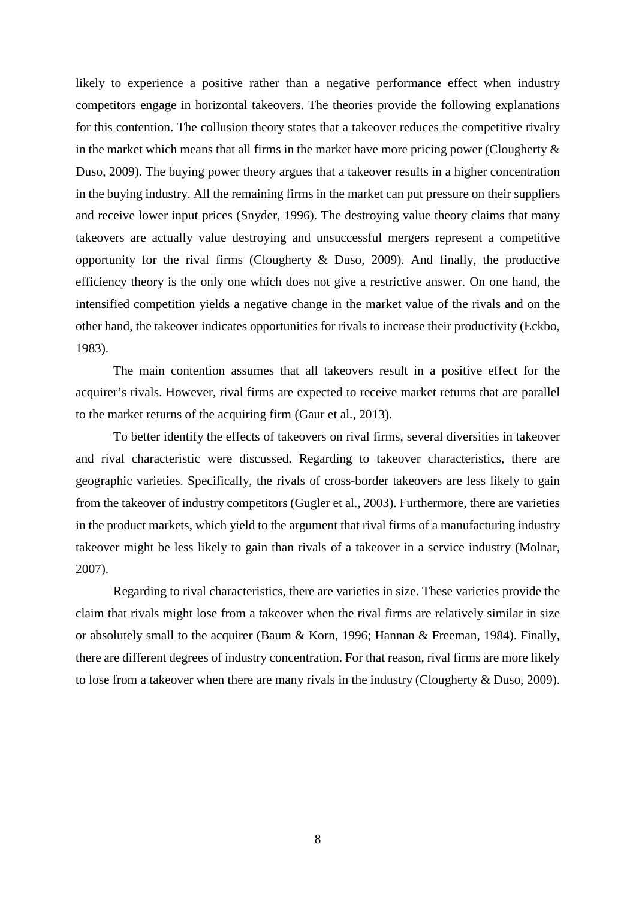likely to experience a positive rather than a negative performance effect when industry competitors engage in horizontal takeovers. The theories provide the following explanations for this contention. The collusion theory states that a takeover reduces the competitive rivalry in the market which means that all firms in the market have more pricing power (Clougherty & Duso, 2009). The buying power theory argues that a takeover results in a higher concentration in the buying industry. All the remaining firms in the market can put pressure on their suppliers and receive lower input prices (Snyder, 1996). The destroying value theory claims that many takeovers are actually value destroying and unsuccessful mergers represent a competitive opportunity for the rival firms (Clougherty & Duso, 2009). And finally, the productive efficiency theory is the only one which does not give a restrictive answer. On one hand, the intensified competition yields a negative change in the market value of the rivals and on the other hand, the takeover indicates opportunities for rivals to increase their productivity (Eckbo, 1983).

The main contention assumes that all takeovers result in a positive effect for the acquirer's rivals. However, rival firms are expected to receive market returns that are parallel to the market returns of the acquiring firm (Gaur et al., 2013).

To better identify the effects of takeovers on rival firms, several diversities in takeover and rival characteristic were discussed. Regarding to takeover characteristics, there are geographic varieties. Specifically, the rivals of cross-border takeovers are less likely to gain from the takeover of industry competitors (Gugler et al., 2003). Furthermore, there are varieties in the product markets, which yield to the argument that rival firms of a manufacturing industry takeover might be less likely to gain than rivals of a takeover in a service industry (Molnar, 2007).

Regarding to rival characteristics, there are varieties in size. These varieties provide the claim that rivals might lose from a takeover when the rival firms are relatively similar in size or absolutely small to the acquirer (Baum & Korn, 1996; Hannan & Freeman, 1984). Finally, there are different degrees of industry concentration. For that reason, rival firms are more likely to lose from a takeover when there are many rivals in the industry (Clougherty & Duso, 2009).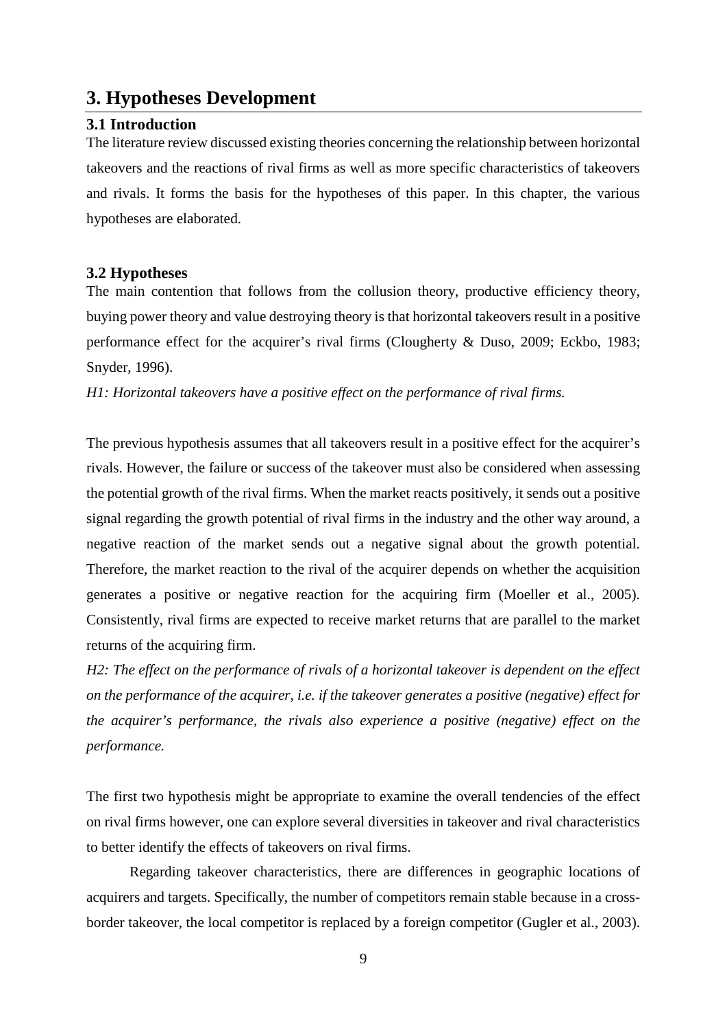# 3. Hypotheses Development

## 3.1 Introduction

The literature review discussed existing theories concerning the relationship between horizontal takeovers and the reactions of rival firms as well as more specific characteristics of takeovers and rivals. It forms the basis for the hypotheses of this paper. In this chapter, the various hypotheses are elaborated.

## 3.2 Hypotheses

The main contention that follows from the collusion theory, productive efficiency theory, buying power theory and value destroying theory is that horizontal takeovers result in a positive performance effect for the acquirer's rival firms (Clougherty & Duso, 2009; Eckbo, 1983; Snyder, 1996).

*H1: Horizontal takeovers have a positive effect on the performance of rival firms.*

The previous hypothesis assumes that all takeovers result in a positive effect for the acquirer's rivals. However, the failure or success of the takeover must also be considered when assessing the potential growth of the rival firms. When the market reacts positively, it sends out a positive signal regarding the growth potential of rival firms in the industry and the other way around, a negative reaction of the market sends out a negative signal about the growth potential. Therefore, the market reaction to the rival of the acquirer depends on whether the acquisition generates a positive or negative reaction for the acquiring firm (Moeller et al., 2005). Consistently, rival firms are expected to receive market returns that are parallel to the market returns of the acquiring firm.

*H2: The effect on the performance of rivals of a horizontal takeover is dependent on the effect on the performance of the acquirer, i.e. if the takeover generates a positive (negative) effect for the acquirer's performance, the rivals also experience a positive (negative) effect on the performance.*

The first two hypothesis might be appropriate to examine the overall tendencies of the effect on rival firms however, one can explore several diversities in takeover and rival characteristics to better identify the effects of takeovers on rival firms.

Regarding takeover characteristics, there are differences in geographic locations of acquirers and targets. Specifically, the number of competitors remain stable because in a cross-border takeover, the local competitor is replaced by a foreign competitor (Gugler et al., 2003).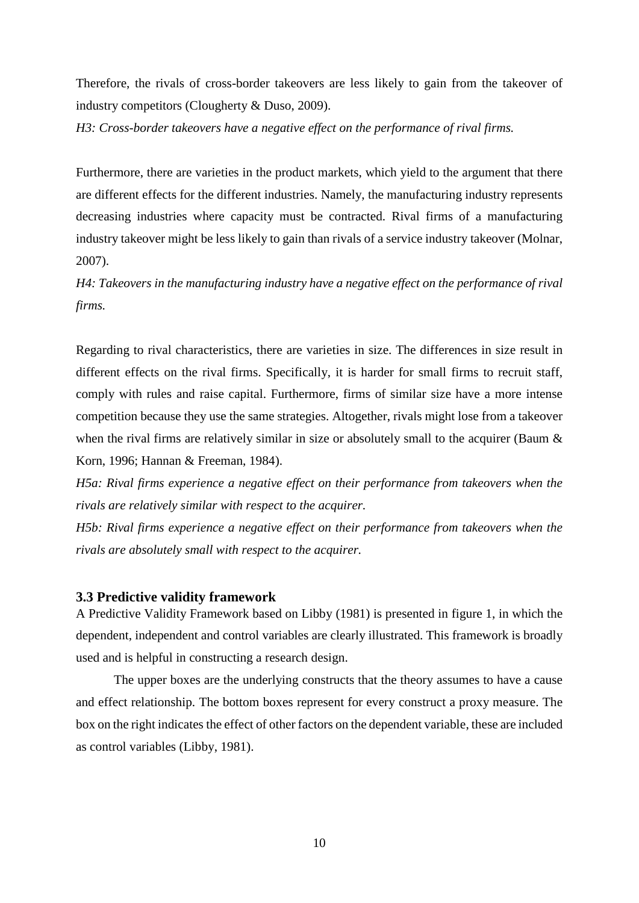Therefore, the rivals of cross-border takeovers are less likely to gain from the takeover of industry competitors (Clougherty & Duso, 2009).

*H3: Cross-border takeovers have a negative effect on the performance of rival firms.*

Furthermore, there are varieties in the product markets, which yield to the argument that there are different effects for the different industries. Namely, the manufacturing industry represents decreasing industries where capacity must be contracted. Rival firms of a manufacturing industry takeover might be less likely to gain than rivals of a service industry takeover (Molnar, 2007).

*H4: Takeovers in the manufacturing industry have a negative effect on the performance of rival firms.*

Regarding to rival characteristics, there are varieties in size. The differences in size result in different effects on the rival firms. Specifically, it is harder for small firms to recruit staff, comply with rules and raise capital. Furthermore, firms of similar size have a more intense competition because they use the same strategies. Altogether, rivals might lose from a takeover when the rival firms are relatively similar in size or absolutely small to the acquirer (Baum & Korn, 1996; Hannan & Freeman, 1984).

*H5a: Rival firms experience a negative effect on their performance from takeovers when the rivals are relatively similar with respect to the acquirer.*

*H5b: Rival firms experience a negative effect on their performance from takeovers when the rivals are absolutely small with respect to the acquirer.*

### 3.3 Predictive validity framework

A Predictive Validity Framework based on Libby (1981) is presented in figure 1, in which the dependent, independent and control variables are clearly illustrated. This framework is broadly used and is helpful in constructing a research design.

The upper boxes are the underlying constructs that the theory assumes to have a cause and effect relationship. The bottom boxes represent for every construct a proxy measure. The box on the right indicates the effect of other factors on the dependent variable, these are included as control variables (Libby, 1981).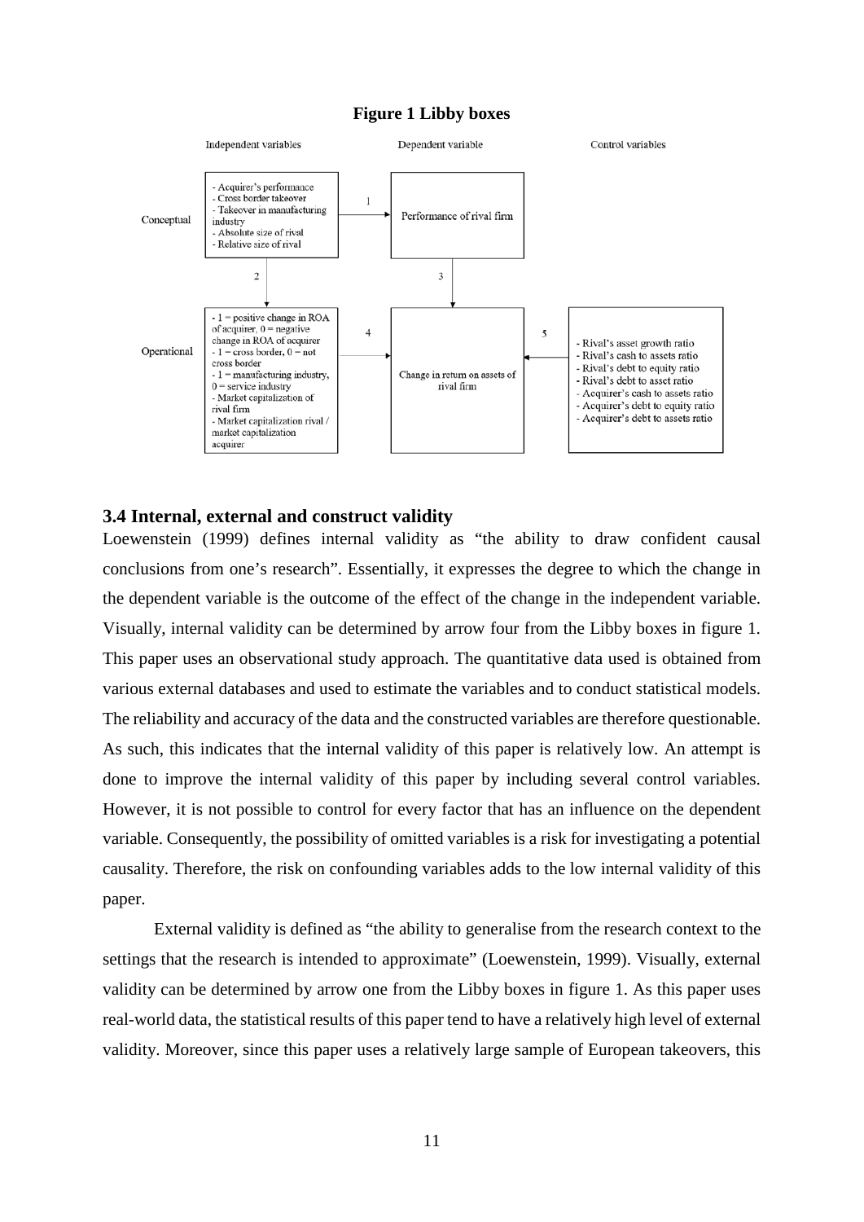**Figure 1 Libby boxes**

| | Independent variables | | Dependent variable | | Control variables |
|---|---|---|---|---|---|
| Conceptual | - Acquirer's performance<br>- Cross border takeover<br>- Takeover in manufacturing industry<br>- Absolute size of rival<br>- Relative size of rival | 1 → | Performance of rival firm | | |
| | ↓ 2 | | ↓ 3 | | |
| Operational | - 1 = positive change in ROA of acquirer, 0 = negative change in ROA of acquirer<br>- 1 = cross border, 0 = not cross border<br>- 1 = manufacturing industry, 0 = service industry<br>- Market capitalization of rival firm<br>- Market capitalization rival / market capitalization acquirer | 4 → | Change in return on assets of rival firm | ← 5 | - Rival's asset growth ratio<br>- Rival's cash to assets ratio<br>- Rival's debt to equity ratio<br>- Rival's debt to asset ratio<br>- Acquirer's cash to assets ratio<br>- Acquirer's debt to equity ratio<br>- Acquirer's debt to assets ratio |

### 3.4 Internal, external and construct validity

Loewenstein (1999) defines internal validity as "the ability to draw confident causal conclusions from one's research". Essentially, it expresses the degree to which the change in the dependent variable is the outcome of the effect of the change in the independent variable. Visually, internal validity can be determined by arrow four from the Libby boxes in figure 1. This paper uses an observational study approach. The quantitative data used is obtained from various external databases and used to estimate the variables and to conduct statistical models. The reliability and accuracy of the data and the constructed variables are therefore questionable. As such, this indicates that the internal validity of this paper is relatively low. An attempt is done to improve the internal validity of this paper by including several control variables. However, it is not possible to control for every factor that has an influence on the dependent variable. Consequently, the possibility of omitted variables is a risk for investigating a potential causality. Therefore, the risk on confounding variables adds to the low internal validity of this paper.

External validity is defined as "the ability to generalise from the research context to the settings that the research is intended to approximate" (Loewenstein, 1999). Visually, external validity can be determined by arrow one from the Libby boxes in figure 1. As this paper uses real-world data, the statistical results of this paper tend to have a relatively high level of external validity. Moreover, since this paper uses a relatively large sample of European takeovers, this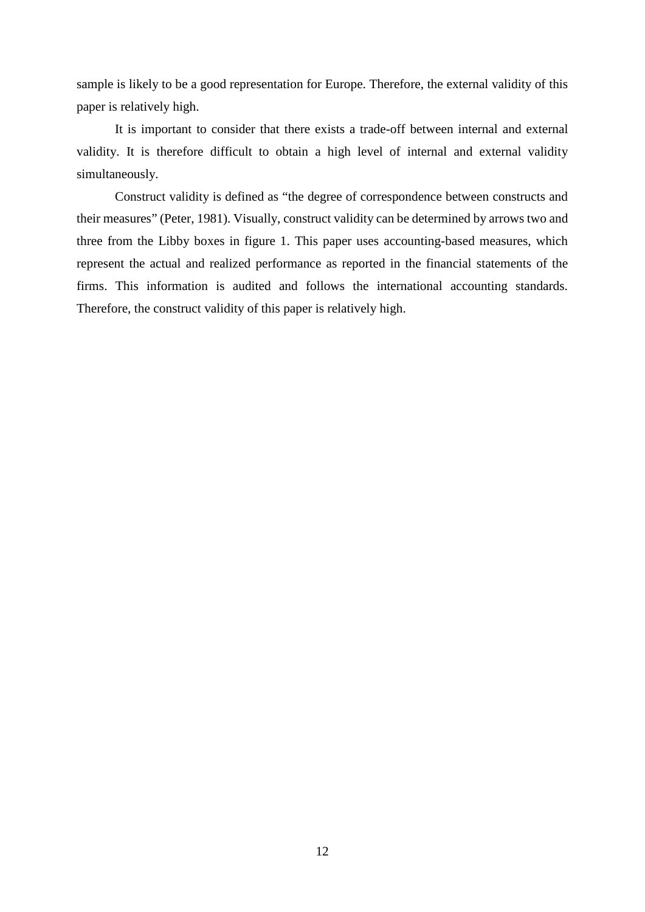sample is likely to be a good representation for Europe. Therefore, the external validity of this paper is relatively high.

It is important to consider that there exists a trade-off between internal and external validity. It is therefore difficult to obtain a high level of internal and external validity simultaneously.

Construct validity is defined as "the degree of correspondence between constructs and their measures" (Peter, 1981). Visually, construct validity can be determined by arrows two and three from the Libby boxes in figure 1. This paper uses accounting-based measures, which represent the actual and realized performance as reported in the financial statements of the firms. This information is audited and follows the international accounting standards. Therefore, the construct validity of this paper is relatively high.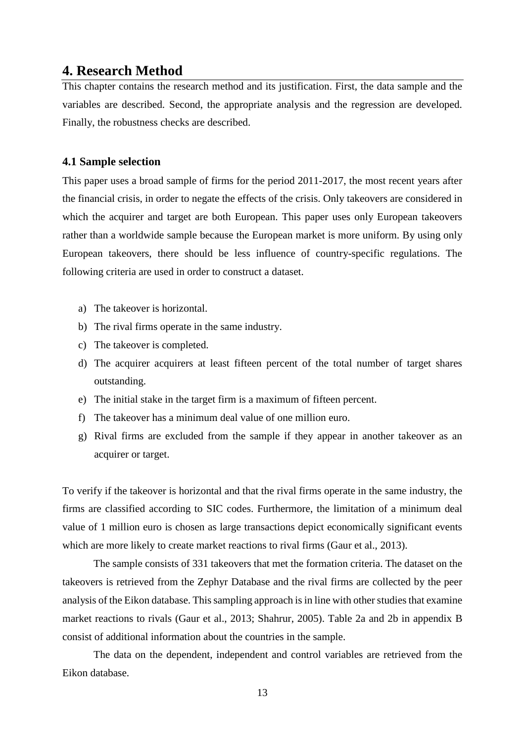# 4. Research Method

This chapter contains the research method and its justification. First, the data sample and the variables are described. Second, the appropriate analysis and the regression are developed. Finally, the robustness checks are described.

### 4.1 Sample selection

This paper uses a broad sample of firms for the period 2011-2017, the most recent years after the financial crisis, in order to negate the effects of the crisis. Only takeovers are considered in which the acquirer and target are both European. This paper uses only European takeovers rather than a worldwide sample because the European market is more uniform. By using only European takeovers, there should be less influence of country-specific regulations. The following criteria are used in order to construct a dataset.

a) The takeover is horizontal.
b) The rival firms operate in the same industry.
c) The takeover is completed.
d) The acquirer acquirers at least fifteen percent of the total number of target shares outstanding.
e) The initial stake in the target firm is a maximum of fifteen percent.
f) The takeover has a minimum deal value of one million euro.
g) Rival firms are excluded from the sample if they appear in another takeover as an acquirer or target.

To verify if the takeover is horizontal and that the rival firms operate in the same industry, the firms are classified according to SIC codes. Furthermore, the limitation of a minimum deal value of 1 million euro is chosen as large transactions depict economically significant events which are more likely to create market reactions to rival firms (Gaur et al., 2013).

The sample consists of 331 takeovers that met the formation criteria. The dataset on the takeovers is retrieved from the Zephyr Database and the rival firms are collected by the peer analysis of the Eikon database. This sampling approach is in line with other studies that examine market reactions to rivals (Gaur et al., 2013; Shahrur, 2005). Table 2a and 2b in appendix B consist of additional information about the countries in the sample.

The data on the dependent, independent and control variables are retrieved from the Eikon database.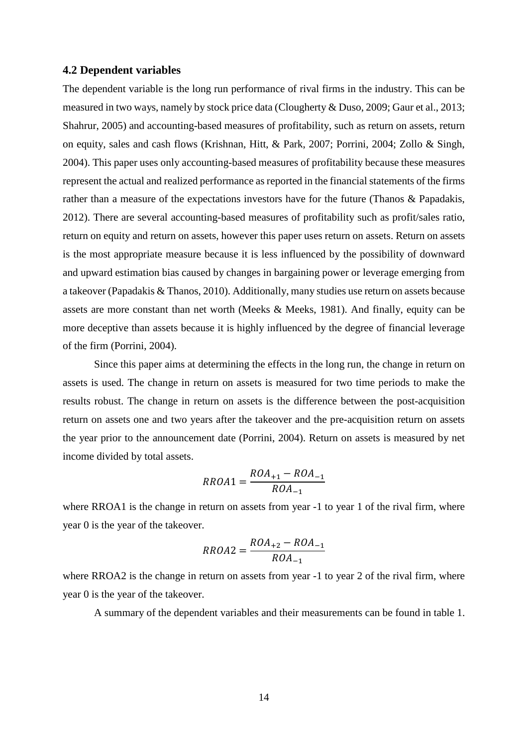### 4.2 Dependent variables

The dependent variable is the long run performance of rival firms in the industry. This can be measured in two ways, namely by stock price data (Clougherty & Duso, 2009; Gaur et al., 2013; Shahrur, 2005) and accounting-based measures of profitability, such as return on assets, return on equity, sales and cash flows (Krishnan, Hitt, & Park, 2007; Porrini, 2004; Zollo & Singh, 2004). This paper uses only accounting-based measures of profitability because these measures represent the actual and realized performance as reported in the financial statements of the firms rather than a measure of the expectations investors have for the future (Thanos & Papadakis, 2012). There are several accounting-based measures of profitability such as profit/sales ratio, return on equity and return on assets, however this paper uses return on assets. Return on assets is the most appropriate measure because it is less influenced by the possibility of downward and upward estimation bias caused by changes in bargaining power or leverage emerging from a takeover (Papadakis & Thanos, 2010). Additionally, many studies use return on assets because assets are more constant than net worth (Meeks & Meeks, 1981). And finally, equity can be more deceptive than assets because it is highly influenced by the degree of financial leverage of the firm (Porrini, 2004).

Since this paper aims at determining the effects in the long run, the change in return on assets is used. The change in return on assets is measured for two time periods to make the results robust. The change in return on assets is the difference between the post-acquisition return on assets one and two years after the takeover and the pre-acquisition return on assets the year prior to the announcement date (Porrini, 2004). Return on assets is measured by net income divided by total assets.

$$RROA1 = \frac{ROA_{+1} - ROA_{-1}}{ROA_{-1}}$$

where RROA1 is the change in return on assets from year -1 to year 1 of the rival firm, where year 0 is the year of the takeover.

$$RROA2 = \frac{ROA_{+2} - ROA_{-1}}{ROA_{-1}}$$

where RROA2 is the change in return on assets from year -1 to year 2 of the rival firm, where year 0 is the year of the takeover.

A summary of the dependent variables and their measurements can be found in table 1.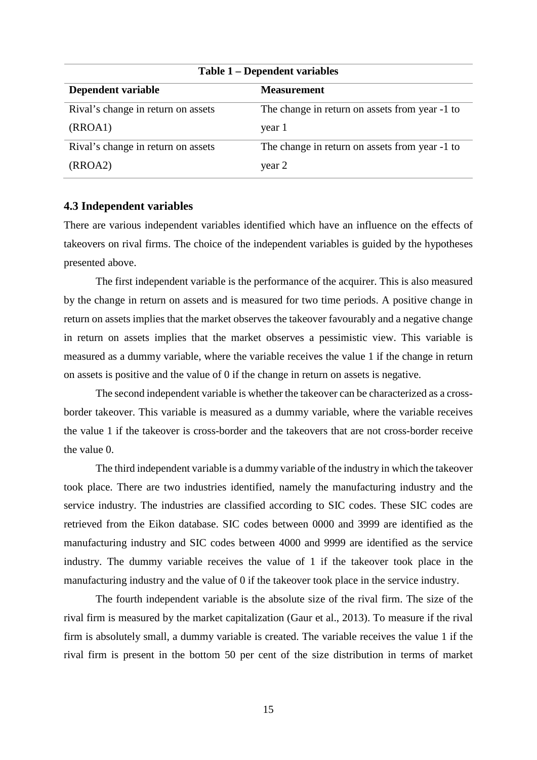| Table 1 – Dependent variables | |
|---|---|
| **Dependent variable** | **Measurement** |
| Rival's change in return on assets (RROA1) | The change in return on assets from year -1 to year 1 |
| Rival's change in return on assets (RROA2) | The change in return on assets from year -1 to year 2 |

### 4.3 Independent variables

There are various independent variables identified which have an influence on the effects of takeovers on rival firms. The choice of the independent variables is guided by the hypotheses presented above.

The first independent variable is the performance of the acquirer. This is also measured by the change in return on assets and is measured for two time periods. A positive change in return on assets implies that the market observes the takeover favourably and a negative change in return on assets implies that the market observes a pessimistic view. This variable is measured as a dummy variable, where the variable receives the value 1 if the change in return on assets is positive and the value of 0 if the change in return on assets is negative.

The second independent variable is whether the takeover can be characterized as a cross-border takeover. This variable is measured as a dummy variable, where the variable receives the value 1 if the takeover is cross-border and the takeovers that are not cross-border receive the value 0.

The third independent variable is a dummy variable of the industry in which the takeover took place. There are two industries identified, namely the manufacturing industry and the service industry. The industries are classified according to SIC codes. These SIC codes are retrieved from the Eikon database. SIC codes between 0000 and 3999 are identified as the manufacturing industry and SIC codes between 4000 and 9999 are identified as the service industry. The dummy variable receives the value of 1 if the takeover took place in the manufacturing industry and the value of 0 if the takeover took place in the service industry.

The fourth independent variable is the absolute size of the rival firm. The size of the rival firm is measured by the market capitalization (Gaur et al., 2013). To measure if the rival firm is absolutely small, a dummy variable is created. The variable receives the value 1 if the rival firm is present in the bottom 50 per cent of the size distribution in terms of market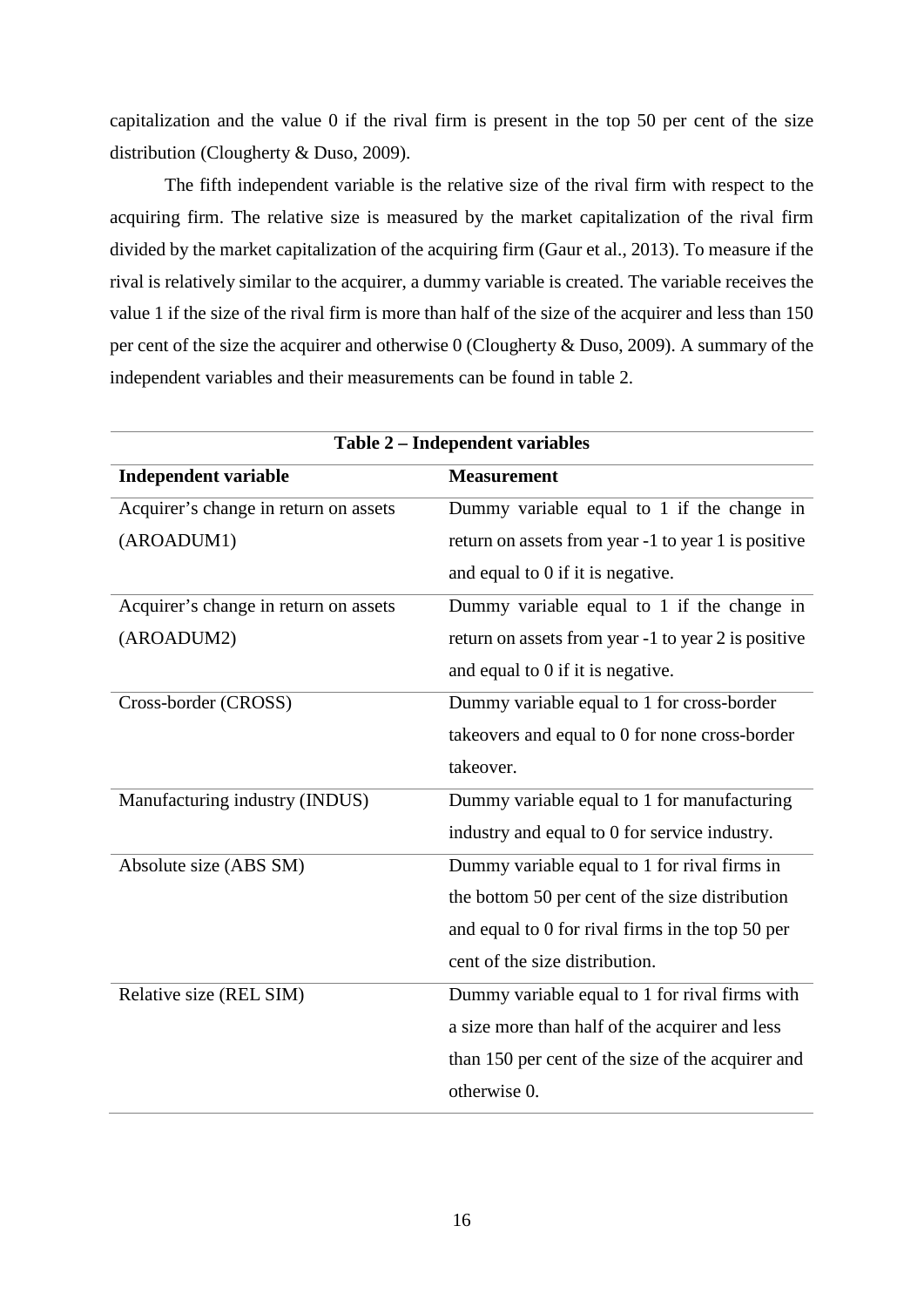capitalization and the value 0 if the rival firm is present in the top 50 per cent of the size distribution (Clougherty & Duso, 2009).

The fifth independent variable is the relative size of the rival firm with respect to the acquiring firm. The relative size is measured by the market capitalization of the rival firm divided by the market capitalization of the acquiring firm (Gaur et al., 2013). To measure if the rival is relatively similar to the acquirer, a dummy variable is created. The variable receives the value 1 if the size of the rival firm is more than half of the size of the acquirer and less than 150 per cent of the size the acquirer and otherwise 0 (Clougherty & Duso, 2009). A summary of the independent variables and their measurements can be found in table 2.

**Table 2 – Independent variables**

| **Independent variable** | **Measurement** |
|---|---|
| Acquirer's change in return on assets (AROADUM1) | Dummy variable equal to 1 if the change in return on assets from year -1 to year 1 is positive and equal to 0 if it is negative. |
| Acquirer's change in return on assets (AROADUM2) | Dummy variable equal to 1 if the change in return on assets from year -1 to year 2 is positive and equal to 0 if it is negative. |
| Cross-border (CROSS) | Dummy variable equal to 1 for cross-border takeovers and equal to 0 for none cross-border takeover. |
| Manufacturing industry (INDUS) | Dummy variable equal to 1 for manufacturing industry and equal to 0 for service industry. |
| Absolute size (ABS SM) | Dummy variable equal to 1 for rival firms in the bottom 50 per cent of the size distribution and equal to 0 for rival firms in the top 50 per cent of the size distribution. |
| Relative size (REL SIM) | Dummy variable equal to 1 for rival firms with a size more than half of the acquirer and less than 150 per cent of the size of the acquirer and otherwise 0. |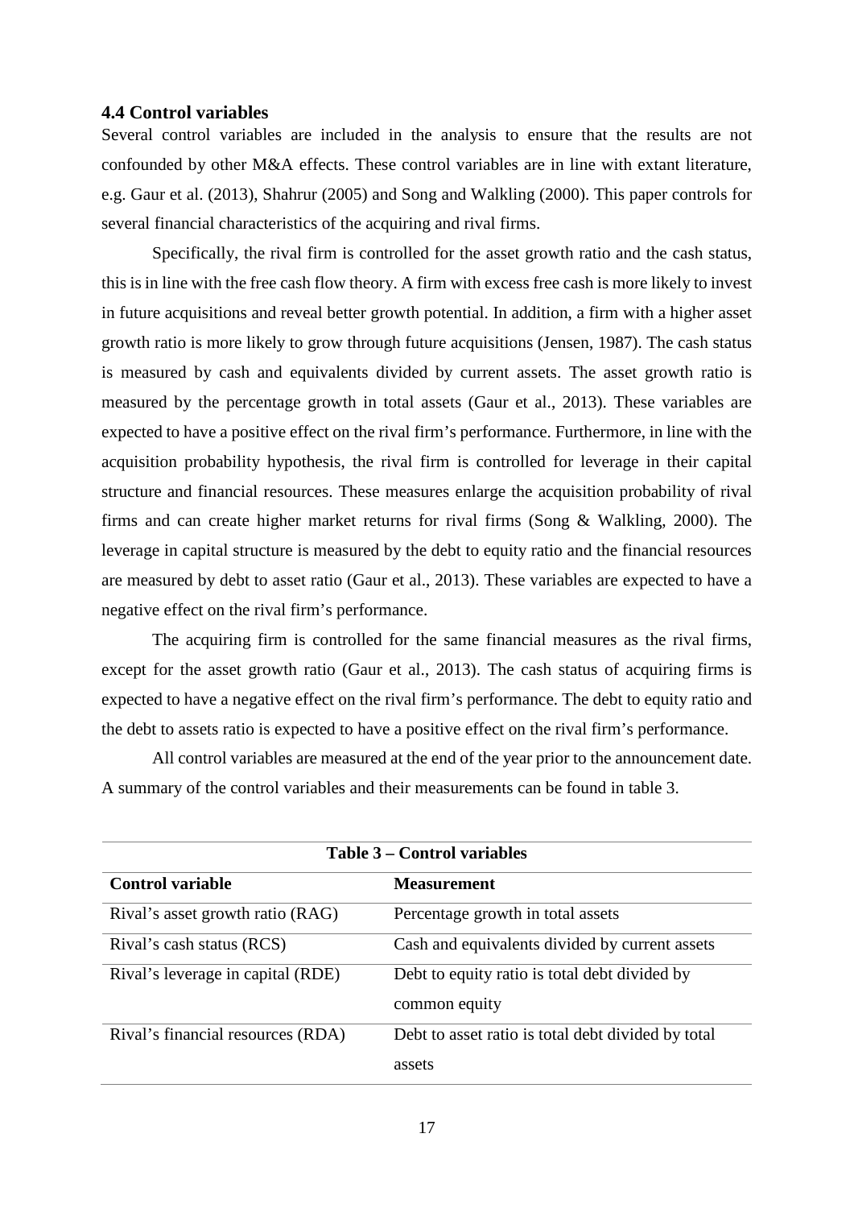### 4.4 Control variables

Several control variables are included in the analysis to ensure that the results are not confounded by other M&A effects. These control variables are in line with extant literature, e.g. Gaur et al. (2013), Shahrur (2005) and Song and Walkling (2000). This paper controls for several financial characteristics of the acquiring and rival firms.

Specifically, the rival firm is controlled for the asset growth ratio and the cash status, this is in line with the free cash flow theory. A firm with excess free cash is more likely to invest in future acquisitions and reveal better growth potential. In addition, a firm with a higher asset growth ratio is more likely to grow through future acquisitions (Jensen, 1987). The cash status is measured by cash and equivalents divided by current assets. The asset growth ratio is measured by the percentage growth in total assets (Gaur et al., 2013). These variables are expected to have a positive effect on the rival firm's performance. Furthermore, in line with the acquisition probability hypothesis, the rival firm is controlled for leverage in their capital structure and financial resources. These measures enlarge the acquisition probability of rival firms and can create higher market returns for rival firms (Song & Walkling, 2000). The leverage in capital structure is measured by the debt to equity ratio and the financial resources are measured by debt to asset ratio (Gaur et al., 2013). These variables are expected to have a negative effect on the rival firm's performance.

The acquiring firm is controlled for the same financial measures as the rival firms, except for the asset growth ratio (Gaur et al., 2013). The cash status of acquiring firms is expected to have a negative effect on the rival firm's performance. The debt to equity ratio and the debt to assets ratio is expected to have a positive effect on the rival firm's performance.

All control variables are measured at the end of the year prior to the announcement date. A summary of the control variables and their measurements can be found in table 3.

**Table 3 – Control variables**

| **Control variable** | **Measurement** |
|---|---|
| Rival's asset growth ratio (RAG) | Percentage growth in total assets |
| Rival's cash status (RCS) | Cash and equivalents divided by current assets |
| Rival's leverage in capital (RDE) | Debt to equity ratio is total debt divided by common equity |
| Rival's financial resources (RDA) | Debt to asset ratio is total debt divided by total assets |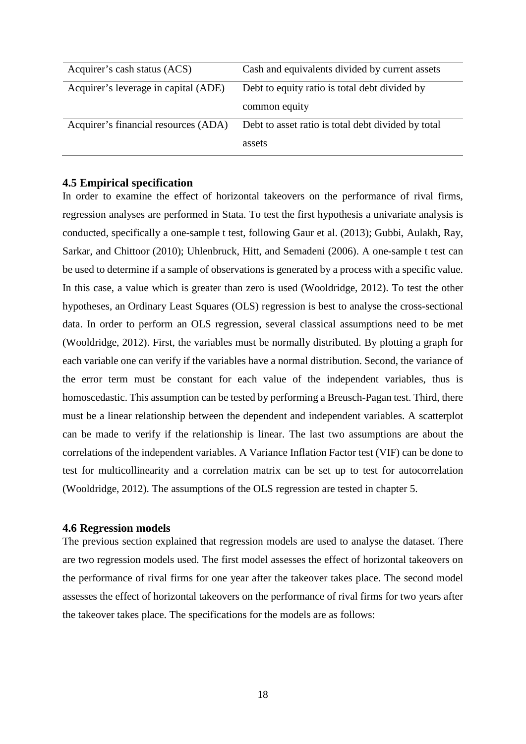| | |
|---|---|
| Acquirer's cash status (ACS) | Cash and equivalents divided by current assets |
| Acquirer's leverage in capital (ADE) | Debt to equity ratio is total debt divided by common equity |
| Acquirer's financial resources (ADA) | Debt to asset ratio is total debt divided by total assets |

### 4.5 Empirical specification

In order to examine the effect of horizontal takeovers on the performance of rival firms, regression analyses are performed in Stata. To test the first hypothesis a univariate analysis is conducted, specifically a one-sample t test, following Gaur et al. (2013); Gubbi, Aulakh, Ray, Sarkar, and Chittoor (2010); Uhlenbruck, Hitt, and Semadeni (2006). A one-sample t test can be used to determine if a sample of observations is generated by a process with a specific value. In this case, a value which is greater than zero is used (Wooldridge, 2012). To test the other hypotheses, an Ordinary Least Squares (OLS) regression is best to analyse the cross-sectional data. In order to perform an OLS regression, several classical assumptions need to be met (Wooldridge, 2012). First, the variables must be normally distributed. By plotting a graph for each variable one can verify if the variables have a normal distribution. Second, the variance of the error term must be constant for each value of the independent variables, thus is homoscedastic. This assumption can be tested by performing a Breusch-Pagan test. Third, there must be a linear relationship between the dependent and independent variables. A scatterplot can be made to verify if the relationship is linear. The last two assumptions are about the correlations of the independent variables. A Variance Inflation Factor test (VIF) can be done to test for multicollinearity and a correlation matrix can be set up to test for autocorrelation (Wooldridge, 2012). The assumptions of the OLS regression are tested in chapter 5.

### 4.6 Regression models

The previous section explained that regression models are used to analyse the dataset. There are two regression models used. The first model assesses the effect of horizontal takeovers on the performance of rival firms for one year after the takeover takes place. The second model assesses the effect of horizontal takeovers on the performance of rival firms for two years after the takeover takes place. The specifications for the models are as follows: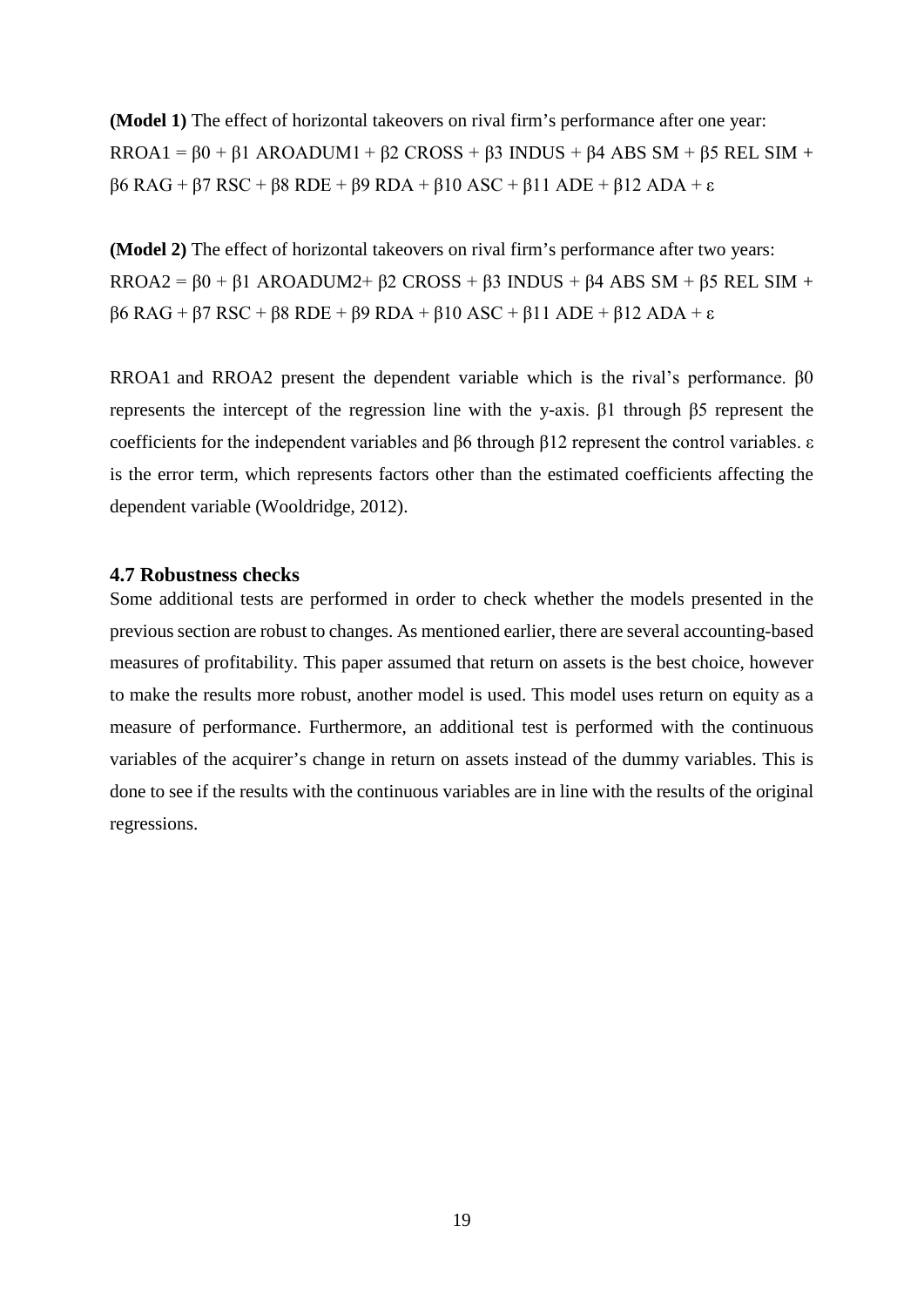**(Model 1)** The effect of horizontal takeovers on rival firm's performance after one year:
$RROA1 = \beta 0 + \beta 1 \text{ AROADUM1} + \beta 2 \text{ CROSS} + \beta 3 \text{ INDUS} + \beta 4 \text{ ABS SM} + \beta 5 \text{ REL SIM} + \beta 6 \text{ RAG} + \beta 7 \text{ RSC} + \beta 8 \text{ RDE} + \beta 9 \text{ RDA} + \beta 10 \text{ ASC} + \beta 11 \text{ ADE} + \beta 12 \text{ ADA} + \varepsilon$

**(Model 2)** The effect of horizontal takeovers on rival firm's performance after two years:
$RROA2 = \beta 0 + \beta 1 \text{ AROADUM2} + \beta 2 \text{ CROSS} + \beta 3 \text{ INDUS} + \beta 4 \text{ ABS SM} + \beta 5 \text{ REL SIM} + \beta 6 \text{ RAG} + \beta 7 \text{ RSC} + \beta 8 \text{ RDE} + \beta 9 \text{ RDA} + \beta 10 \text{ ASC} + \beta 11 \text{ ADE} + \beta 12 \text{ ADA} + \varepsilon$

RROA1 and RROA2 present the dependent variable which is the rival's performance. $\beta 0$ represents the intercept of the regression line with the y-axis. $\beta 1$ through $\beta 5$ represent the coefficients for the independent variables and $\beta 6$ through $\beta 12$ represent the control variables. $\varepsilon$ is the error term, which represents factors other than the estimated coefficients affecting the dependent variable (Wooldridge, 2012).

### 4.7 Robustness checks

Some additional tests are performed in order to check whether the models presented in the previous section are robust to changes. As mentioned earlier, there are several accounting-based measures of profitability. This paper assumed that return on assets is the best choice, however to make the results more robust, another model is used. This model uses return on equity as a measure of performance. Furthermore, an additional test is performed with the continuous variables of the acquirer's change in return on assets instead of the dummy variables. This is done to see if the results with the continuous variables are in line with the results of the original regressions.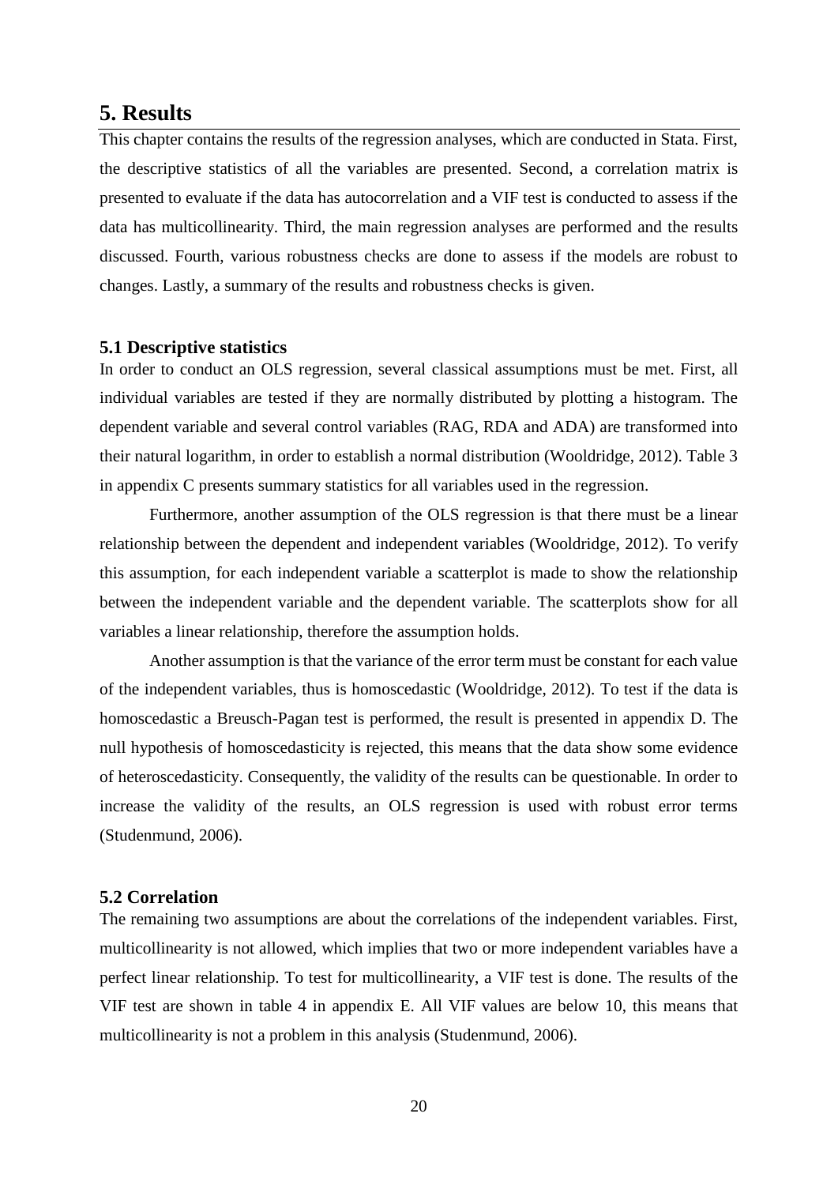## 5. Results

This chapter contains the results of the regression analyses, which are conducted in Stata. First, the descriptive statistics of all the variables are presented. Second, a correlation matrix is presented to evaluate if the data has autocorrelation and a VIF test is conducted to assess if the data has multicollinearity. Third, the main regression analyses are performed and the results discussed. Fourth, various robustness checks are done to assess if the models are robust to changes. Lastly, a summary of the results and robustness checks is given.

### 5.1 Descriptive statistics

In order to conduct an OLS regression, several classical assumptions must be met. First, all individual variables are tested if they are normally distributed by plotting a histogram. The dependent variable and several control variables (RAG, RDA and ADA) are transformed into their natural logarithm, in order to establish a normal distribution (Wooldridge, 2012). Table 3 in appendix C presents summary statistics for all variables used in the regression.

Furthermore, another assumption of the OLS regression is that there must be a linear relationship between the dependent and independent variables (Wooldridge, 2012). To verify this assumption, for each independent variable a scatterplot is made to show the relationship between the independent variable and the dependent variable. The scatterplots show for all variables a linear relationship, therefore the assumption holds.

Another assumption is that the variance of the error term must be constant for each value of the independent variables, thus is homoscedastic (Wooldridge, 2012). To test if the data is homoscedastic a Breusch-Pagan test is performed, the result is presented in appendix D. The null hypothesis of homoscedasticity is rejected, this means that the data show some evidence of heteroscedasticity. Consequently, the validity of the results can be questionable. In order to increase the validity of the results, an OLS regression is used with robust error terms (Studenmund, 2006).

### 5.2 Correlation

The remaining two assumptions are about the correlations of the independent variables. First, multicollinearity is not allowed, which implies that two or more independent variables have a perfect linear relationship. To test for multicollinearity, a VIF test is done. The results of the VIF test are shown in table 4 in appendix E. All VIF values are below 10, this means that multicollinearity is not a problem in this analysis (Studenmund, 2006).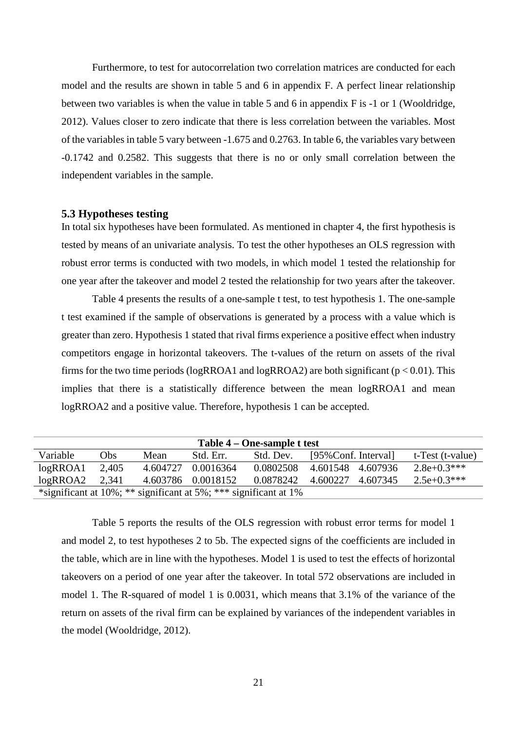Furthermore, to test for autocorrelation two correlation matrices are conducted for each model and the results are shown in table 5 and 6 in appendix F. A perfect linear relationship between two variables is when the value in table 5 and 6 in appendix F is -1 or 1 (Wooldridge, 2012). Values closer to zero indicate that there is less correlation between the variables. Most of the variables in table 5 vary between -1.675 and 0.2763. In table 6, the variables vary between -0.1742 and 0.2582. This suggests that there is no or only small correlation between the independent variables in the sample.

### 5.3 Hypotheses testing

In total six hypotheses have been formulated. As mentioned in chapter 4, the first hypothesis is tested by means of an univariate analysis. To test the other hypotheses an OLS regression with robust error terms is conducted with two models, in which model 1 tested the relationship for one year after the takeover and model 2 tested the relationship for two years after the takeover.

Table 4 presents the results of a one-sample t test, to test hypothesis 1. The one-sample t test examined if the sample of observations is generated by a process with a value which is greater than zero. Hypothesis 1 stated that rival firms experience a positive effect when industry competitors engage in horizontal takeovers. The t-values of the return on assets of the rival firms for the two time periods (logRROA1 and logRROA2) are both significant ($p < 0.01$). This implies that there is a statistically difference between the mean logRROA1 and mean logRROA2 and a positive value. Therefore, hypothesis 1 can be accepted.

**Table 4 – One-sample t test**

| Variable | Obs | Mean | Std. Err. | Std. Dev. | [95%Conf. Interval] | | t-Test (t-value) |
|---|---|---|---|---|---|---|---|
| logRROA1 | 2,405 | 4.604727 | 0.0016364 | 0.0802508 | 4.601548 | 4.607936 | 2.8e+0.3*** |
| logRROA2 | 2,341 | 4.603786 | 0.0018152 | 0.0878242 | 4.600227 | 4.607345 | 2.5e+0.3*** |

*significant at 10%; ** significant at 5%; *** significant at 1%

Table 5 reports the results of the OLS regression with robust error terms for model 1 and model 2, to test hypotheses 2 to 5b. The expected signs of the coefficients are included in the table, which are in line with the hypotheses. Model 1 is used to test the effects of horizontal takeovers on a period of one year after the takeover. In total 572 observations are included in model 1. The R-squared of model 1 is 0.0031, which means that 3.1% of the variance of the return on assets of the rival firm can be explained by variances of the independent variables in the model (Wooldridge, 2012).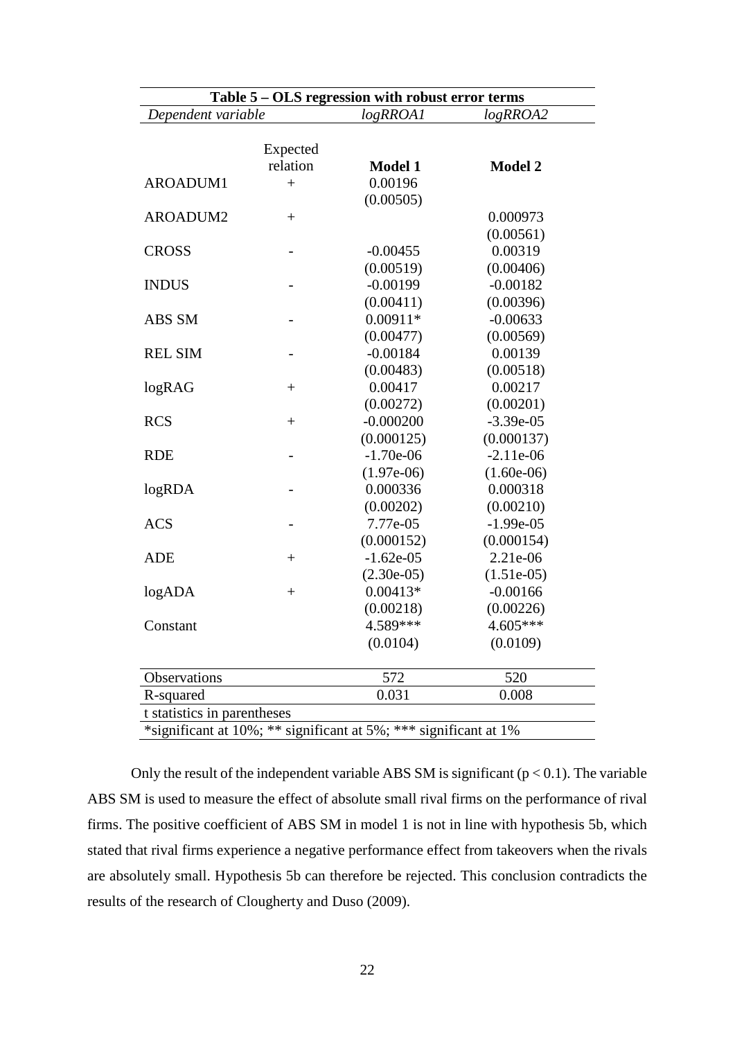**Table 5 – OLS regression with robust error terms**

| *Dependent variable* | | *logRROA1* | *logRROA2* |
|---|---|---|---|
| | Expected relation | **Model 1** | **Model 2** |
| AROADUM1 | + | 0.00196 | |
| | | (0.00505) | |
| AROADUM2 | + | | 0.000973 |
| | | | (0.00561) |
| CROSS | - | -0.00455 | 0.00319 |
| | | (0.00519) | (0.00406) |
| INDUS | - | -0.00199 | -0.00182 |
| | | (0.00411) | (0.00396) |
| ABS SM | - | 0.00911* | -0.00633 |
| | | (0.00477) | (0.00569) |
| REL SIM | - | -0.00184 | 0.00139 |
| | | (0.00483) | (0.00518) |
| logRAG | + | 0.00417 | 0.00217 |
| | | (0.00272) | (0.00201) |
| RCS | + | -0.000200 | -3.39e-05 |
| | | (0.000125) | (0.000137) |
| RDE | - | -1.70e-06 | -2.11e-06 |
| | | (1.97e-06) | (1.60e-06) |
| logRDA | - | 0.000336 | 0.000318 |
| | | (0.00202) | (0.00210) |
| ACS | - | 7.77e-05 | -1.99e-05 |
| | | (0.000152) | (0.000154) |
| ADE | + | -1.62e-05 | 2.21e-06 |
| | | (2.30e-05) | (1.51e-05) |
| logADA | + | 0.00413* | -0.00166 |
| | | (0.00218) | (0.00226) |
| Constant | | 4.589*** | 4.605*** |
| | | (0.0104) | (0.0109) |
| Observations | | 572 | 520 |
| R-squared | | 0.031 | 0.008 |

t statistics in parentheses

*significant at 10%; ** significant at 5%; *** significant at 1%

Only the result of the independent variable ABS SM is significant ($p < 0.1$). The variable ABS SM is used to measure the effect of absolute small rival firms on the performance of rival firms. The positive coefficient of ABS SM in model 1 is not in line with hypothesis 5b, which stated that rival firms experience a negative performance effect from takeovers when the rivals are absolutely small. Hypothesis 5b can therefore be rejected. This conclusion contradicts the results of the research of Clougherty and Duso (2009).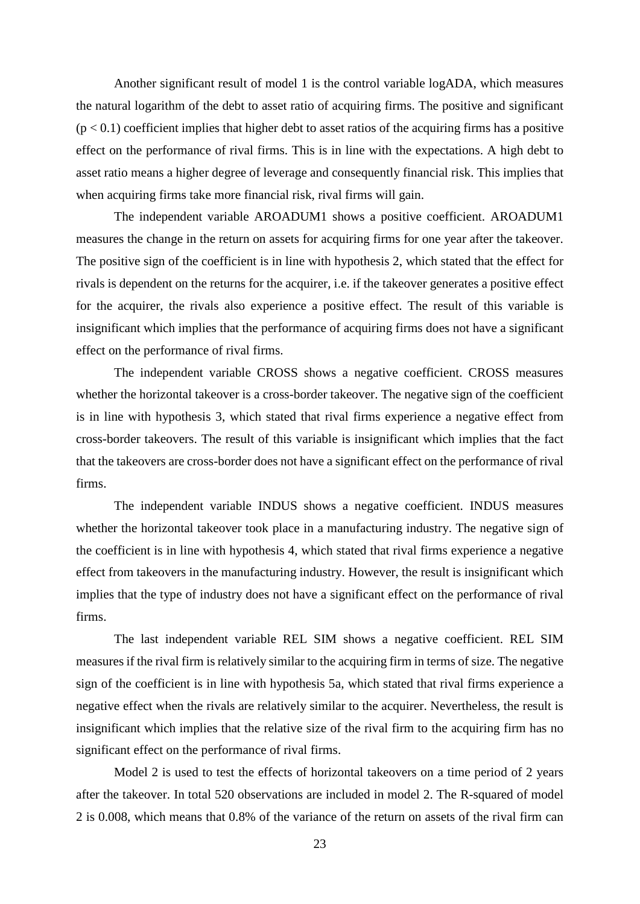Another significant result of model 1 is the control variable logADA, which measures the natural logarithm of the debt to asset ratio of acquiring firms. The positive and significant ($p < 0.1$) coefficient implies that higher debt to asset ratios of the acquiring firms has a positive effect on the performance of rival firms. This is in line with the expectations. A high debt to asset ratio means a higher degree of leverage and consequently financial risk. This implies that when acquiring firms take more financial risk, rival firms will gain.

The independent variable AROADUM1 shows a positive coefficient. AROADUM1 measures the change in the return on assets for acquiring firms for one year after the takeover. The positive sign of the coefficient is in line with hypothesis 2, which stated that the effect for rivals is dependent on the returns for the acquirer, i.e. if the takeover generates a positive effect for the acquirer, the rivals also experience a positive effect. The result of this variable is insignificant which implies that the performance of acquiring firms does not have a significant effect on the performance of rival firms.

The independent variable CROSS shows a negative coefficient. CROSS measures whether the horizontal takeover is a cross-border takeover. The negative sign of the coefficient is in line with hypothesis 3, which stated that rival firms experience a negative effect from cross-border takeovers. The result of this variable is insignificant which implies that the fact that the takeovers are cross-border does not have a significant effect on the performance of rival firms.

The independent variable INDUS shows a negative coefficient. INDUS measures whether the horizontal takeover took place in a manufacturing industry. The negative sign of the coefficient is in line with hypothesis 4, which stated that rival firms experience a negative effect from takeovers in the manufacturing industry. However, the result is insignificant which implies that the type of industry does not have a significant effect on the performance of rival firms.

The last independent variable REL SIM shows a negative coefficient. REL SIM measures if the rival firm is relatively similar to the acquiring firm in terms of size. The negative sign of the coefficient is in line with hypothesis 5a, which stated that rival firms experience a negative effect when the rivals are relatively similar to the acquirer. Nevertheless, the result is insignificant which implies that the relative size of the rival firm to the acquiring firm has no significant effect on the performance of rival firms.

Model 2 is used to test the effects of horizontal takeovers on a time period of 2 years after the takeover. In total 520 observations are included in model 2. The R-squared of model 2 is 0.008, which means that 0.8% of the variance of the return on assets of the rival firm can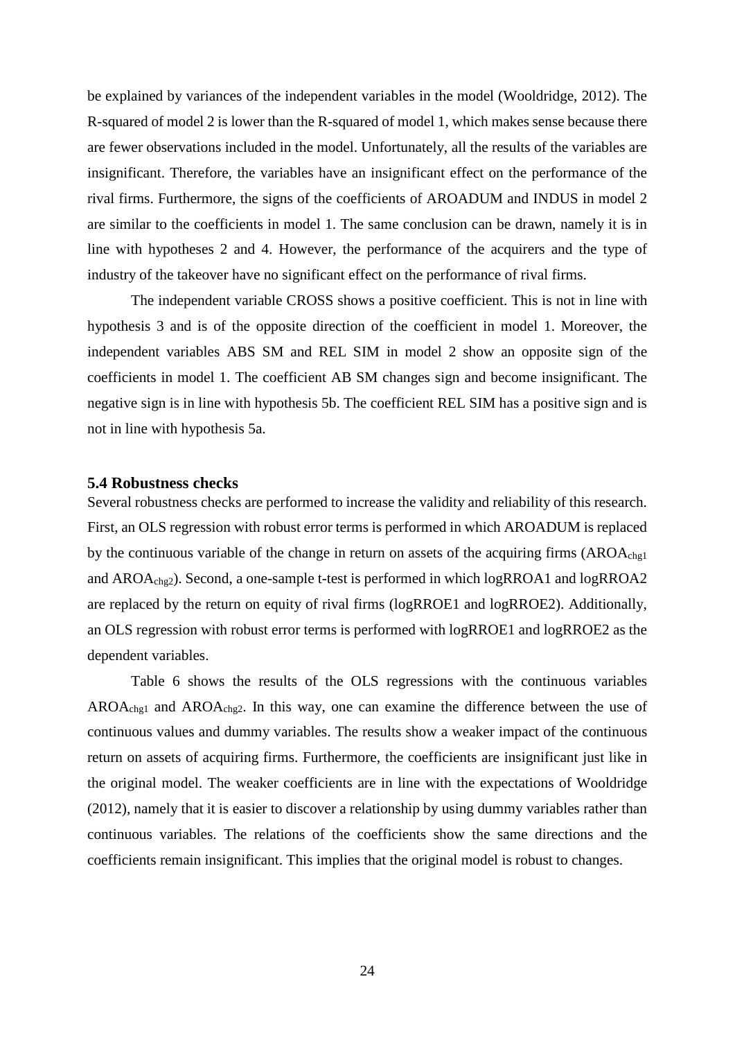be explained by variances of the independent variables in the model (Wooldridge, 2012). The R-squared of model 2 is lower than the R-squared of model 1, which makes sense because there are fewer observations included in the model. Unfortunately, all the results of the variables are insignificant. Therefore, the variables have an insignificant effect on the performance of the rival firms. Furthermore, the signs of the coefficients of AROADUM and INDUS in model 2 are similar to the coefficients in model 1. The same conclusion can be drawn, namely it is in line with hypotheses 2 and 4. However, the performance of the acquirers and the type of industry of the takeover have no significant effect on the performance of rival firms.

The independent variable CROSS shows a positive coefficient. This is not in line with hypothesis 3 and is of the opposite direction of the coefficient in model 1. Moreover, the independent variables ABS SM and REL SIM in model 2 show an opposite sign of the coefficients in model 1. The coefficient AB SM changes sign and become insignificant. The negative sign is in line with hypothesis 5b. The coefficient REL SIM has a positive sign and is not in line with hypothesis 5a.

### 5.4 Robustness checks

Several robustness checks are performed to increase the validity and reliability of this research. First, an OLS regression with robust error terms is performed in which AROADUM is replaced by the continuous variable of the change in return on assets of the acquiring firms ($AROA_{chg1}$ and $AROA_{chg2}$). Second, a one-sample t-test is performed in which logRROA1 and logRROA2 are replaced by the return on equity of rival firms (logRROE1 and logRROE2). Additionally, an OLS regression with robust error terms is performed with logRROE1 and logRROE2 as the dependent variables.

Table 6 shows the results of the OLS regressions with the continuous variables $AROA_{chg1}$ and $AROA_{chg2}$. In this way, one can examine the difference between the use of continuous values and dummy variables. The results show a weaker impact of the continuous return on assets of acquiring firms. Furthermore, the coefficients are insignificant just like in the original model. The weaker coefficients are in line with the expectations of Wooldridge (2012), namely that it is easier to discover a relationship by using dummy variables rather than continuous variables. The relations of the coefficients show the same directions and the coefficients remain insignificant. This implies that the original model is robust to changes.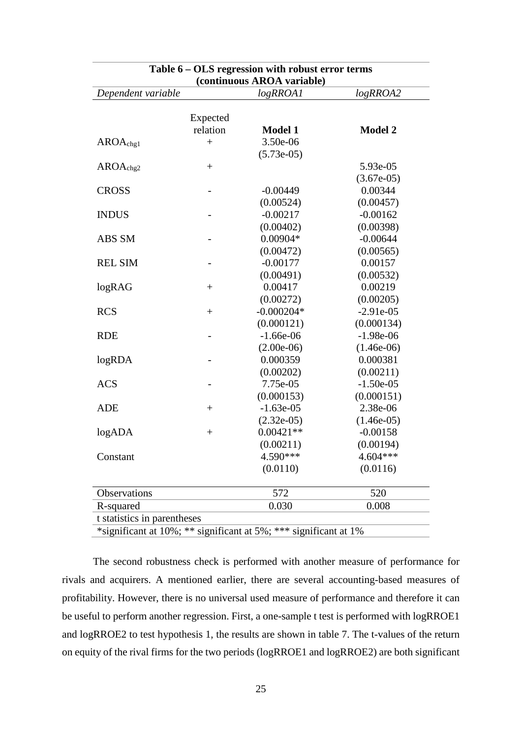**Table 6 – OLS regression with robust error terms (continuous AROA variable)**

| *Dependent variable* | | *logRROA1* | *logRROA2* |
|---|---|---|---|
| | Expected relation | **Model 1** | **Model 2** |
| $AROA_{chg1}$ | + | 3.50e-06 | |
| | | (5.73e-05) | |
| $AROA_{chg2}$ | + | | 5.93e-05 |
| | | | (3.67e-05) |
| CROSS | - | -0.00449 | 0.00344 |
| | | (0.00524) | (0.00457) |
| INDUS | - | -0.00217 | -0.00162 |
| | | (0.00402) | (0.00398) |
| ABS SM | - | 0.00904* | -0.00644 |
| | | (0.00472) | (0.00565) |
| REL SIM | - | -0.00177 | 0.00157 |
| | | (0.00491) | (0.00532) |
| logRAG | + | 0.00417 | 0.00219 |
| | | (0.00272) | (0.00205) |
| RCS | + | -0.000204* | -2.91e-05 |
| | | (0.000121) | (0.000134) |
| RDE | - | -1.66e-06 | -1.98e-06 |
| | | (2.00e-06) | (1.46e-06) |
| logRDA | - | 0.000359 | 0.000381 |
| | | (0.00202) | (0.00211) |
| ACS | - | 7.75e-05 | -1.50e-05 |
| | | (0.000153) | (0.000151) |
| ADE | + | -1.63e-05 | 2.38e-06 |
| | | (2.32e-05) | (1.46e-05) |
| logADA | + | 0.00421** | -0.00158 |
| | | (0.00211) | (0.00194) |
| Constant | | 4.590*** | 4.604*** |
| | | (0.0110) | (0.0116) |
| Observations | | 572 | 520 |
| R-squared | | 0.030 | 0.008 |

t statistics in parentheses

*significant at 10%; ** significant at 5%; *** significant at 1%

The second robustness check is performed with another measure of performance for rivals and acquirers. A mentioned earlier, there are several accounting-based measures of profitability. However, there is no universal used measure of performance and therefore it can be useful to perform another regression. First, a one-sample t test is performed with logRROE1 and logRROE2 to test hypothesis 1, the results are shown in table 7. The t-values of the return on equity of the rival firms for the two periods (logRROE1 and logRROE2) are both significant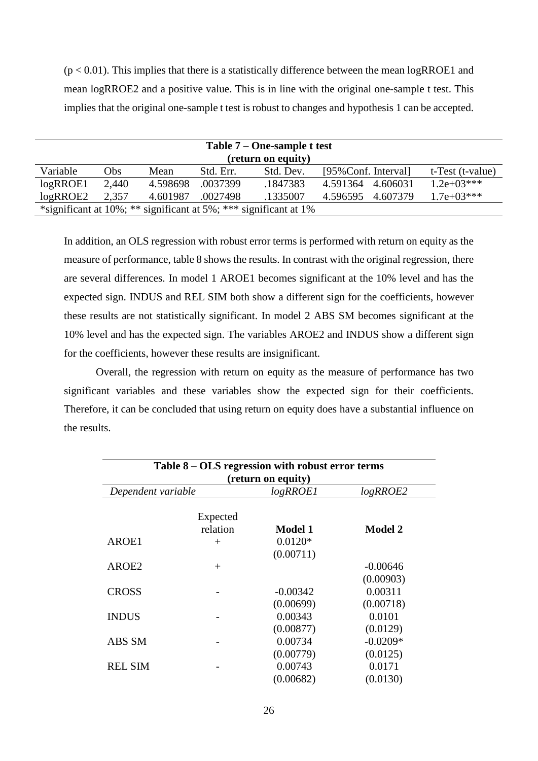($p < 0.01$). This implies that there is a statistically difference between the mean logRROE1 and mean logRROE2 and a positive value. This is in line with the original one-sample t test. This implies that the original one-sample t test is robust to changes and hypothesis 1 can be accepted.

**Table 7 – One-sample t test (return on equity)**

| Variable | Obs | Mean | Std. Err. | Std. Dev. | [95%Conf. Interval] | | t-Test (t-value) |
|---|---|---|---|---|---|---|---|
| logRROE1 | 2,440 | 4.598698 | .0037399 | .1847383 | 4.591364 | 4.606031 | 1.2e+03*** |
| logRROE2 | 2,357 | 4.601987 | .0027498 | .1335007 | 4.596595 | 4.607379 | 1.7e+03*** |

*significant at 10%; ** significant at 5%; *** significant at 1%

In addition, an OLS regression with robust error terms is performed with return on equity as the measure of performance, table 8 shows the results. In contrast with the original regression, there are several differences. In model 1 AROE1 becomes significant at the 10% level and has the expected sign. INDUS and REL SIM both show a different sign for the coefficients, however these results are not statistically significant. In model 2 ABS SM becomes significant at the 10% level and has the expected sign. The variables AROE2 and INDUS show a different sign for the coefficients, however these results are insignificant.

Overall, the regression with return on equity as the measure of performance has two significant variables and these variables show the expected sign for their coefficients. Therefore, it can be concluded that using return on equity does have a substantial influence on the results.

**Table 8 – OLS regression with robust error terms (return on equity)**

| *Dependent variable* | | *logRROE1* | *logRROE2* |
|---|---|---|---|
| | Expected relation | **Model 1** | **Model 2** |
| AROE1 | + | 0.0120* | |
| | | (0.00711) | |
| AROE2 | + | | -0.00646 |
| | | | (0.00903) |
| CROSS | - | -0.00342 | 0.00311 |
| | | (0.00699) | (0.00718) |
| INDUS | - | 0.00343 | 0.0101 |
| | | (0.00877) | (0.0129) |
| ABS SM | - | 0.00734 | -0.0209* |
| | | (0.00779) | (0.0125) |
| REL SIM | - | 0.00743 | 0.0171 |
| | | (0.00682) | (0.0130) |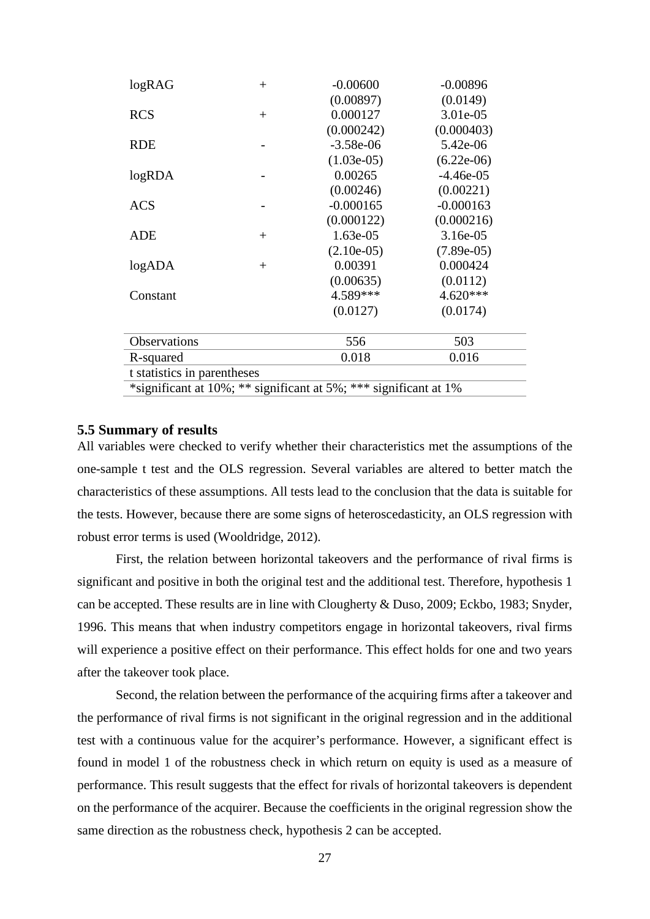| | | | |
|---|---|---|---|
| logRAG | + | -0.00600 | -0.00896 |
| | | (0.00897) | (0.0149) |
| RCS | + | 0.000127 | 3.01e-05 |
| | | (0.000242) | (0.000403) |
| RDE | - | -3.58e-06 | 5.42e-06 |
| | | (1.03e-05) | (6.22e-06) |
| logRDA | - | 0.00265 | -4.46e-05 |
| | | (0.00246) | (0.00221) |
| ACS | - | -0.000165 | -0.000163 |
| | | (0.000122) | (0.000216) |
| ADE | + | 1.63e-05 | 3.16e-05 |
| | | (2.10e-05) | (7.89e-05) |
| logADA | + | 0.00391 | 0.000424 |
| | | (0.00635) | (0.0112) |
| Constant | | 4.589*** | 4.620*** |
| | | (0.0127) | (0.0174) |
| Observations | | 556 | 503 |
| R-squared | | 0.018 | 0.016 |
| t statistics in parentheses | | | |
| *significant at 10%; ** significant at 5%; *** significant at 1% | | | |

### 5.5 Summary of results

All variables were checked to verify whether their characteristics met the assumptions of the one-sample t test and the OLS regression. Several variables are altered to better match the characteristics of these assumptions. All tests lead to the conclusion that the data is suitable for the tests. However, because there are some signs of heteroscedasticity, an OLS regression with robust error terms is used (Wooldridge, 2012).

First, the relation between horizontal takeovers and the performance of rival firms is significant and positive in both the original test and the additional test. Therefore, hypothesis 1 can be accepted. These results are in line with Clougherty & Duso, 2009; Eckbo, 1983; Snyder, 1996. This means that when industry competitors engage in horizontal takeovers, rival firms will experience a positive effect on their performance. This effect holds for one and two years after the takeover took place.

Second, the relation between the performance of the acquiring firms after a takeover and the performance of rival firms is not significant in the original regression and in the additional test with a continuous value for the acquirer's performance. However, a significant effect is found in model 1 of the robustness check in which return on equity is used as a measure of performance. This result suggests that the effect for rivals of horizontal takeovers is dependent on the performance of the acquirer. Because the coefficients in the original regression show the same direction as the robustness check, hypothesis 2 can be accepted.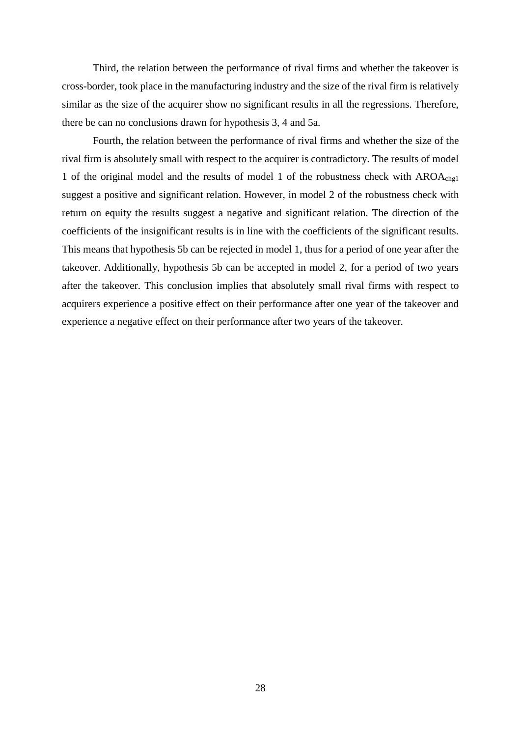Third, the relation between the performance of rival firms and whether the takeover is cross-border, took place in the manufacturing industry and the size of the rival firm is relatively similar as the size of the acquirer show no significant results in all the regressions. Therefore, there be can no conclusions drawn for hypothesis 3, 4 and 5a.

Fourth, the relation between the performance of rival firms and whether the size of the rival firm is absolutely small with respect to the acquirer is contradictory. The results of model 1 of the original model and the results of model 1 of the robustness check with $AROA_{chg1}$ suggest a positive and significant relation. However, in model 2 of the robustness check with return on equity the results suggest a negative and significant relation. The direction of the coefficients of the insignificant results is in line with the coefficients of the significant results. This means that hypothesis 5b can be rejected in model 1, thus for a period of one year after the takeover. Additionally, hypothesis 5b can be accepted in model 2, for a period of two years after the takeover. This conclusion implies that absolutely small rival firms with respect to acquirers experience a positive effect on their performance after one year of the takeover and experience a negative effect on their performance after two years of the takeover.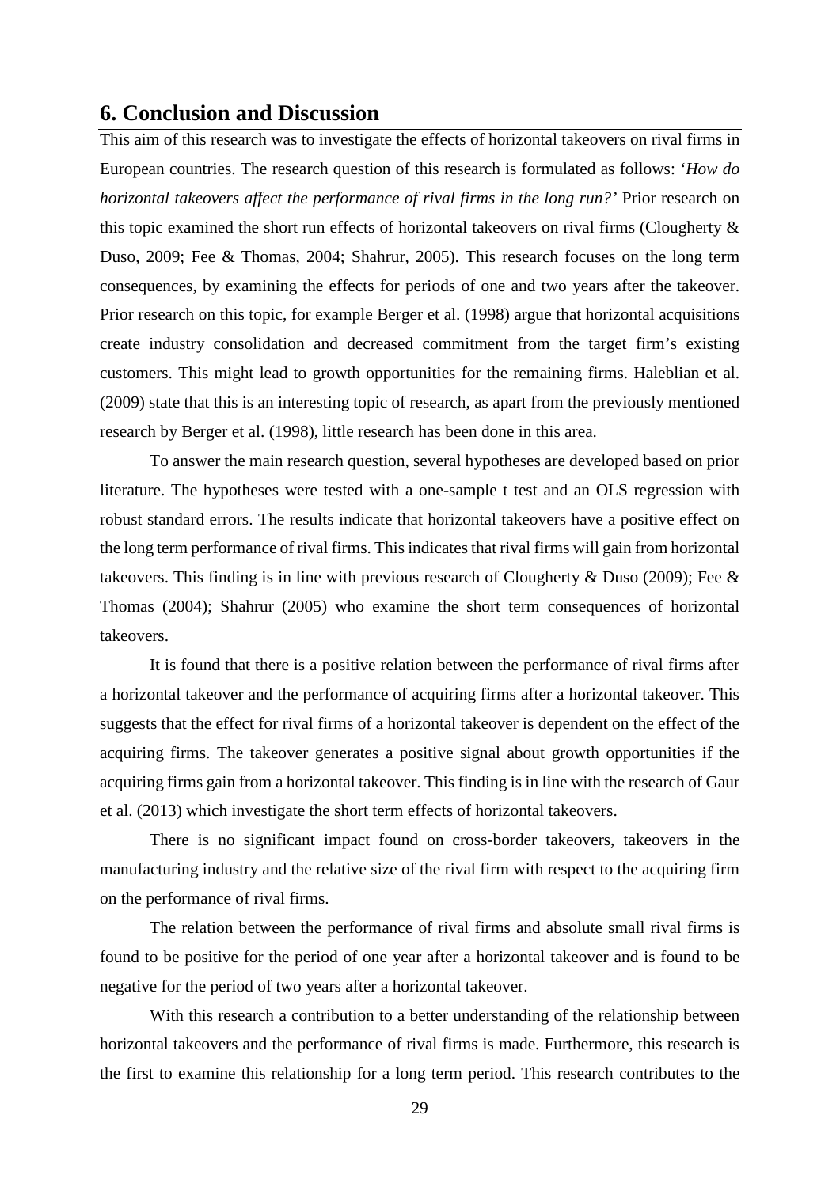## 6. Conclusion and Discussion

This aim of this research was to investigate the effects of horizontal takeovers on rival firms in European countries. The research question of this research is formulated as follows: '*How do horizontal takeovers affect the performance of rival firms in the long run?*' Prior research on this topic examined the short run effects of horizontal takeovers on rival firms (Clougherty & Duso, 2009; Fee & Thomas, 2004; Shahrur, 2005). This research focuses on the long term consequences, by examining the effects for periods of one and two years after the takeover. Prior research on this topic, for example Berger et al. (1998) argue that horizontal acquisitions create industry consolidation and decreased commitment from the target firm's existing customers. This might lead to growth opportunities for the remaining firms. Haleblian et al. (2009) state that this is an interesting topic of research, as apart from the previously mentioned research by Berger et al. (1998), little research has been done in this area.

To answer the main research question, several hypotheses are developed based on prior literature. The hypotheses were tested with a one-sample t test and an OLS regression with robust standard errors. The results indicate that horizontal takeovers have a positive effect on the long term performance of rival firms. This indicates that rival firms will gain from horizontal takeovers. This finding is in line with previous research of Clougherty & Duso (2009); Fee & Thomas (2004); Shahrur (2005) who examine the short term consequences of horizontal takeovers.

It is found that there is a positive relation between the performance of rival firms after a horizontal takeover and the performance of acquiring firms after a horizontal takeover. This suggests that the effect for rival firms of a horizontal takeover is dependent on the effect of the acquiring firms. The takeover generates a positive signal about growth opportunities if the acquiring firms gain from a horizontal takeover. This finding is in line with the research of Gaur et al. (2013) which investigate the short term effects of horizontal takeovers.

There is no significant impact found on cross-border takeovers, takeovers in the manufacturing industry and the relative size of the rival firm with respect to the acquiring firm on the performance of rival firms.

The relation between the performance of rival firms and absolute small rival firms is found to be positive for the period of one year after a horizontal takeover and is found to be negative for the period of two years after a horizontal takeover.

With this research a contribution to a better understanding of the relationship between horizontal takeovers and the performance of rival firms is made. Furthermore, this research is the first to examine this relationship for a long term period. This research contributes to the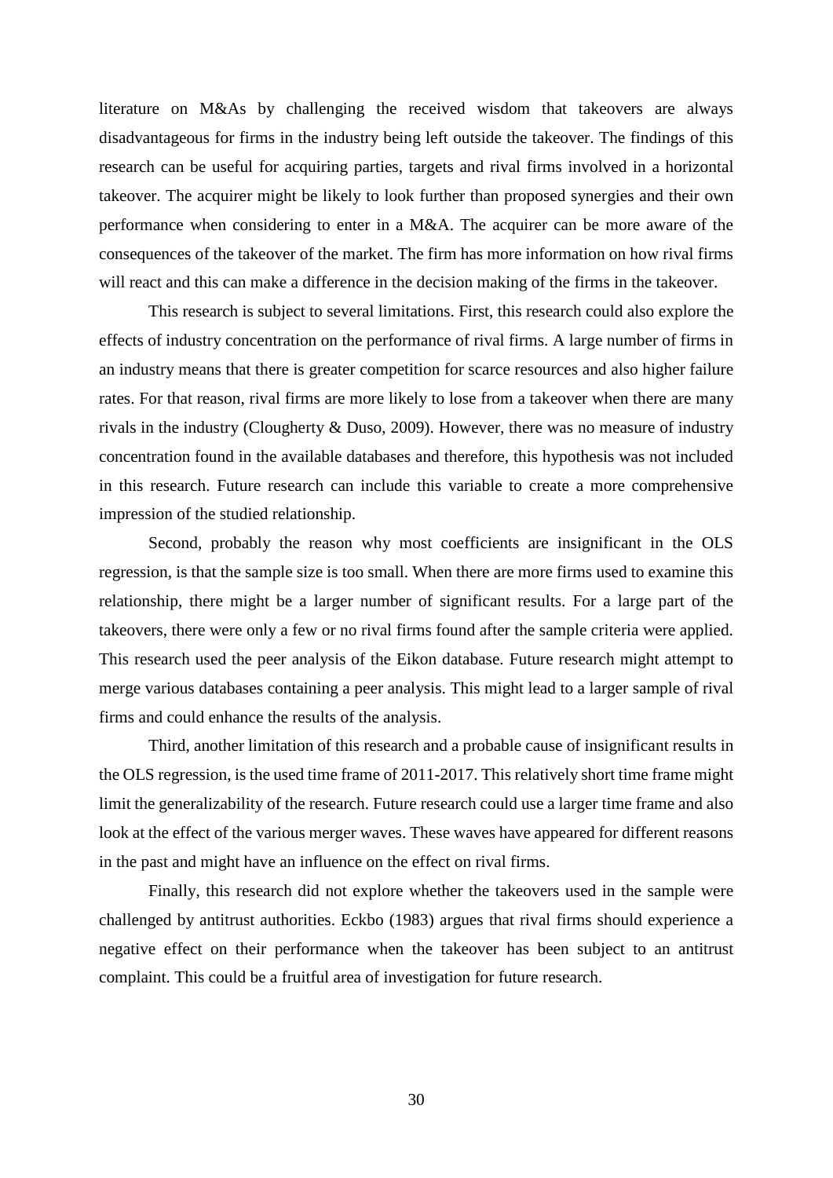literature on M&As by challenging the received wisdom that takeovers are always disadvantageous for firms in the industry being left outside the takeover. The findings of this research can be useful for acquiring parties, targets and rival firms involved in a horizontal takeover. The acquirer might be likely to look further than proposed synergies and their own performance when considering to enter in a M&A. The acquirer can be more aware of the consequences of the takeover of the market. The firm has more information on how rival firms will react and this can make a difference in the decision making of the firms in the takeover.

This research is subject to several limitations. First, this research could also explore the effects of industry concentration on the performance of rival firms. A large number of firms in an industry means that there is greater competition for scarce resources and also higher failure rates. For that reason, rival firms are more likely to lose from a takeover when there are many rivals in the industry (Clougherty & Duso, 2009). However, there was no measure of industry concentration found in the available databases and therefore, this hypothesis was not included in this research. Future research can include this variable to create a more comprehensive impression of the studied relationship.

Second, probably the reason why most coefficients are insignificant in the OLS regression, is that the sample size is too small. When there are more firms used to examine this relationship, there might be a larger number of significant results. For a large part of the takeovers, there were only a few or no rival firms found after the sample criteria were applied. This research used the peer analysis of the Eikon database. Future research might attempt to merge various databases containing a peer analysis. This might lead to a larger sample of rival firms and could enhance the results of the analysis.

Third, another limitation of this research and a probable cause of insignificant results in the OLS regression, is the used time frame of 2011-2017. This relatively short time frame might limit the generalizability of the research. Future research could use a larger time frame and also look at the effect of the various merger waves. These waves have appeared for different reasons in the past and might have an influence on the effect on rival firms.

Finally, this research did not explore whether the takeovers used in the sample were challenged by antitrust authorities. Eckbo (1983) argues that rival firms should experience a negative effect on their performance when the takeover has been subject to an antitrust complaint. This could be a fruitful area of investigation for future research.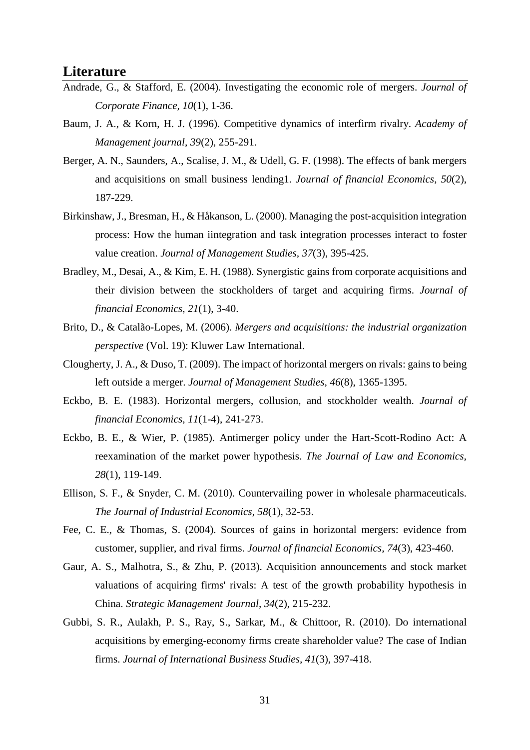## Literature

Andrade, G., & Stafford, E. (2004). Investigating the economic role of mergers. *Journal of Corporate Finance, 10*(1), 1-36.

Baum, J. A., & Korn, H. J. (1996). Competitive dynamics of interfirm rivalry. *Academy of Management journal, 39*(2), 255-291.

Berger, A. N., Saunders, A., Scalise, J. M., & Udell, G. F. (1998). The effects of bank mergers and acquisitions on small business lending1. *Journal of financial Economics, 50*(2), 187-229.

Birkinshaw, J., Bresman, H., & Håkanson, L. (2000). Managing the post-acquisition integration process: How the human iintegration and task integration processes interact to foster value creation. *Journal of Management Studies, 37*(3), 395-425.

Bradley, M., Desai, A., & Kim, E. H. (1988). Synergistic gains from corporate acquisitions and their division between the stockholders of target and acquiring firms. *Journal of financial Economics, 21*(1), 3-40.

Brito, D., & Catalão-Lopes, M. (2006). *Mergers and acquisitions: the industrial organization perspective* (Vol. 19): Kluwer Law International.

Clougherty, J. A., & Duso, T. (2009). The impact of horizontal mergers on rivals: gains to being left outside a merger. *Journal of Management Studies, 46*(8), 1365-1395.

Eckbo, B. E. (1983). Horizontal mergers, collusion, and stockholder wealth. *Journal of financial Economics, 11*(1-4), 241-273.

Eckbo, B. E., & Wier, P. (1985). Antimerger policy under the Hart-Scott-Rodino Act: A reexamination of the market power hypothesis. *The Journal of Law and Economics, 28*(1), 119-149.

Ellison, S. F., & Snyder, C. M. (2010). Countervailing power in wholesale pharmaceuticals. *The Journal of Industrial Economics, 58*(1), 32-53.

Fee, C. E., & Thomas, S. (2004). Sources of gains in horizontal mergers: evidence from customer, supplier, and rival firms. *Journal of financial Economics, 74*(3), 423-460.

Gaur, A. S., Malhotra, S., & Zhu, P. (2013). Acquisition announcements and stock market valuations of acquiring firms' rivals: A test of the growth probability hypothesis in China. *Strategic Management Journal, 34*(2), 215-232.

Gubbi, S. R., Aulakh, P. S., Ray, S., Sarkar, M., & Chittoor, R. (2010). Do international acquisitions by emerging-economy firms create shareholder value? The case of Indian firms. *Journal of International Business Studies, 41*(3), 397-418.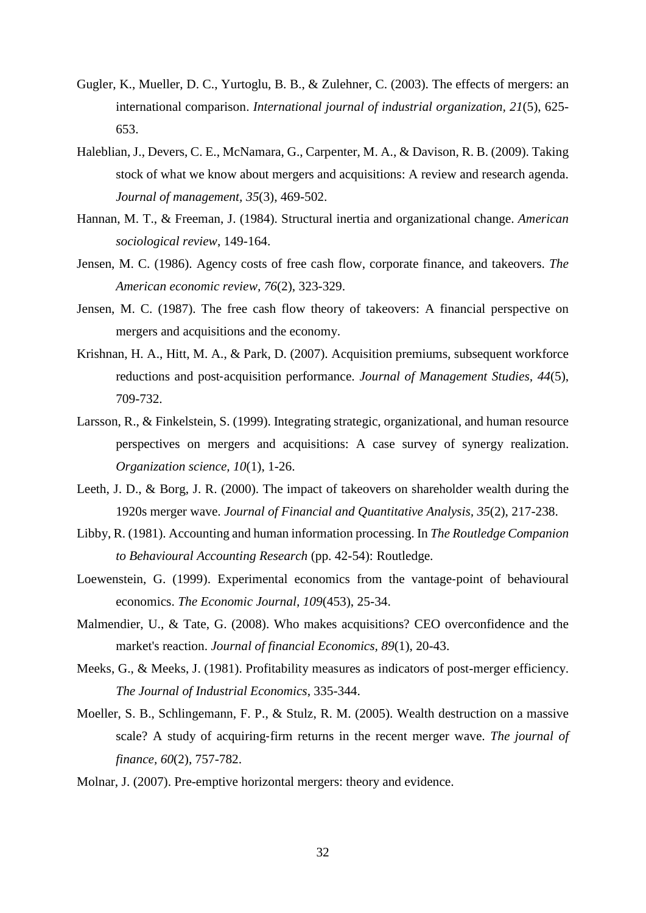Gugler, K., Mueller, D. C., Yurtoglu, B. B., & Zulehner, C. (2003). The effects of mergers: an international comparison. *International journal of industrial organization, 21*(5), 625-653.

Haleblian, J., Devers, C. E., McNamara, G., Carpenter, M. A., & Davison, R. B. (2009). Taking stock of what we know about mergers and acquisitions: A review and research agenda. *Journal of management, 35*(3), 469-502.

Hannan, M. T., & Freeman, J. (1984). Structural inertia and organizational change. *American sociological review*, 149-164.

Jensen, M. C. (1986). Agency costs of free cash flow, corporate finance, and takeovers. *The American economic review, 76*(2), 323-329.

Jensen, M. C. (1987). The free cash flow theory of takeovers: A financial perspective on mergers and acquisitions and the economy.

Krishnan, H. A., Hitt, M. A., & Park, D. (2007). Acquisition premiums, subsequent workforce reductions and post-acquisition performance. *Journal of Management Studies, 44*(5), 709-732.

Larsson, R., & Finkelstein, S. (1999). Integrating strategic, organizational, and human resource perspectives on mergers and acquisitions: A case survey of synergy realization. *Organization science, 10*(1), 1-26.

Leeth, J. D., & Borg, J. R. (2000). The impact of takeovers on shareholder wealth during the 1920s merger wave. *Journal of Financial and Quantitative Analysis, 35*(2), 217-238.

Libby, R. (1981). Accounting and human information processing. In *The Routledge Companion to Behavioural Accounting Research* (pp. 42-54): Routledge.

Loewenstein, G. (1999). Experimental economics from the vantage-point of behavioural economics. *The Economic Journal, 109*(453), 25-34.

Malmendier, U., & Tate, G. (2008). Who makes acquisitions? CEO overconfidence and the market's reaction. *Journal of financial Economics, 89*(1), 20-43.

Meeks, G., & Meeks, J. (1981). Profitability measures as indicators of post-merger efficiency. *The Journal of Industrial Economics*, 335-344.

Moeller, S. B., Schlingemann, F. P., & Stulz, R. M. (2005). Wealth destruction on a massive scale? A study of acquiring-firm returns in the recent merger wave. *The journal of finance, 60*(2), 757-782.

Molnar, J. (2007). Pre-emptive horizontal mergers: theory and evidence.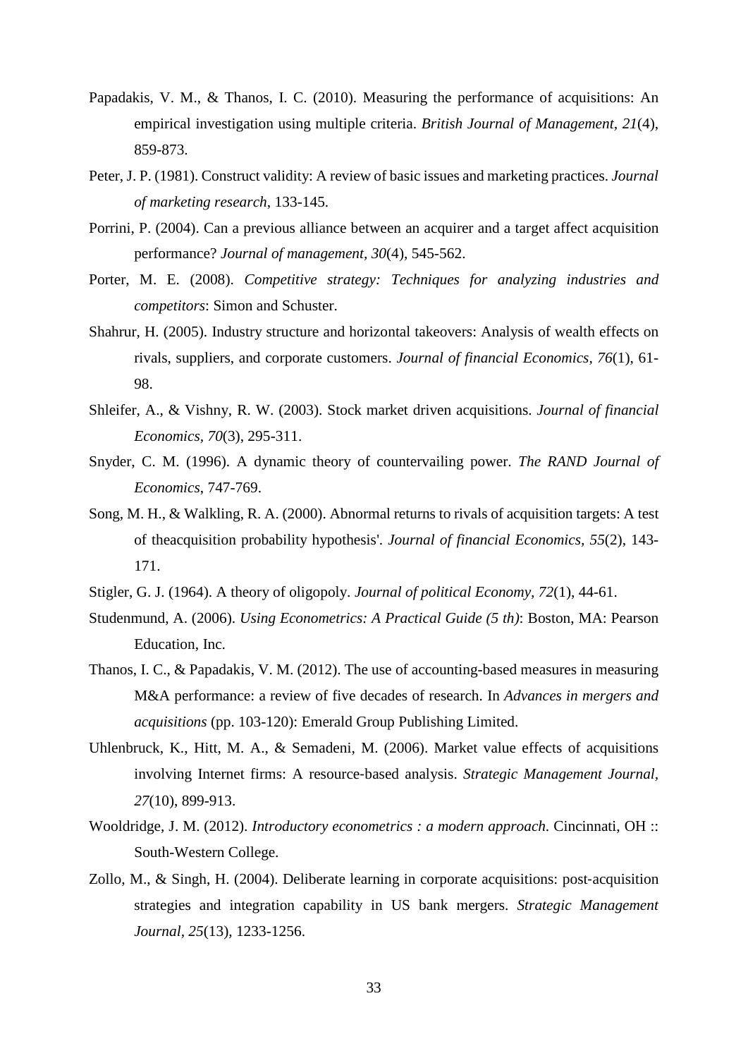Papadakis, V. M., & Thanos, I. C. (2010). Measuring the performance of acquisitions: An empirical investigation using multiple criteria. *British Journal of Management, 21*(4), 859-873.

Peter, J. P. (1981). Construct validity: A review of basic issues and marketing practices. *Journal of marketing research*, 133-145.

Porrini, P. (2004). Can a previous alliance between an acquirer and a target affect acquisition performance? *Journal of management, 30*(4), 545-562.

Porter, M. E. (2008). *Competitive strategy: Techniques for analyzing industries and competitors*: Simon and Schuster.

Shahrur, H. (2005). Industry structure and horizontal takeovers: Analysis of wealth effects on rivals, suppliers, and corporate customers. *Journal of financial Economics, 76*(1), 61-98.

Shleifer, A., & Vishny, R. W. (2003). Stock market driven acquisitions. *Journal of financial Economics, 70*(3), 295-311.

Snyder, C. M. (1996). A dynamic theory of countervailing power. *The RAND Journal of Economics*, 747-769.

Song, M. H., & Walkling, R. A. (2000). Abnormal returns to rivals of acquisition targets: A test of theacquisition probability hypothesis'. *Journal of financial Economics, 55*(2), 143-171.

Stigler, G. J. (1964). A theory of oligopoly. *Journal of political Economy, 72*(1), 44-61.

Studenmund, A. (2006). *Using Econometrics: A Practical Guide (5 th)*: Boston, MA: Pearson Education, Inc.

Thanos, I. C., & Papadakis, V. M. (2012). The use of accounting-based measures in measuring M&A performance: a review of five decades of research. In *Advances in mergers and acquisitions* (pp. 103-120): Emerald Group Publishing Limited.

Uhlenbruck, K., Hitt, M. A., & Semadeni, M. (2006). Market value effects of acquisitions involving Internet firms: A resource-based analysis. *Strategic Management Journal, 27*(10), 899-913.

Wooldridge, J. M. (2012). *Introductory econometrics : a modern approach*. Cincinnati, OH :: South-Western College.

Zollo, M., & Singh, H. (2004). Deliberate learning in corporate acquisitions: post-acquisition strategies and integration capability in US bank mergers. *Strategic Management Journal, 25*(13), 1233-1256.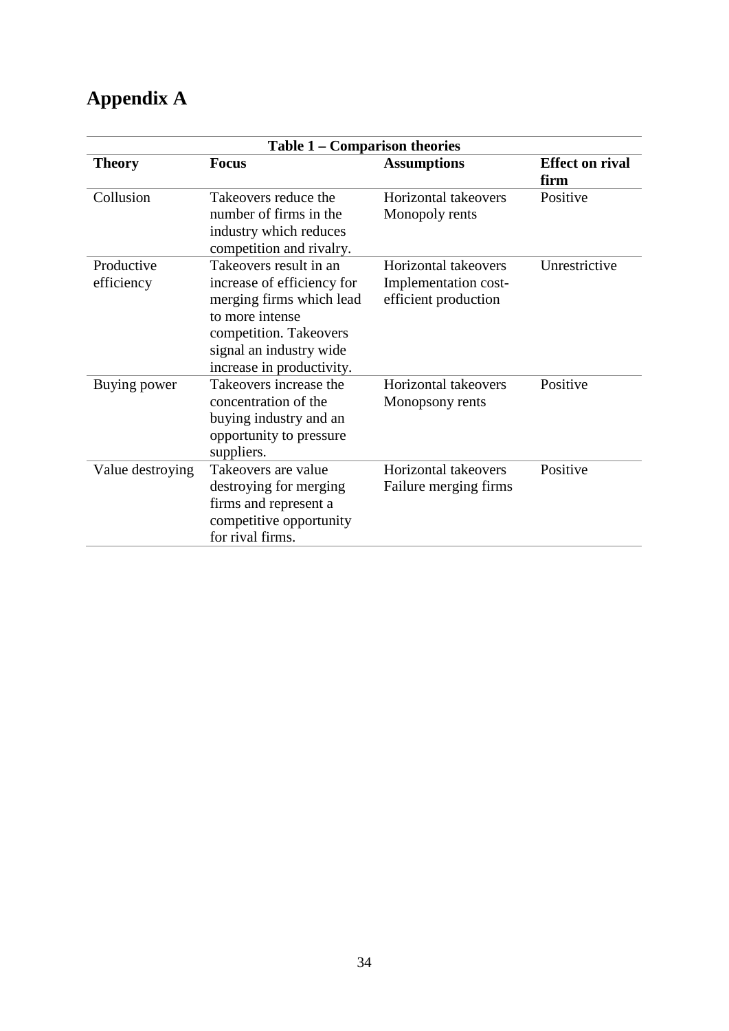# Appendix A

**Table 1 – Comparison theories**

| **Theory** | **Focus** | **Assumptions** | **Effect on rival firm** |
|---|---|---|---|
| Collusion | Takeovers reduce the number of firms in the industry which reduces competition and rivalry. | Horizontal takeovers Monopoly rents | Positive |
| Productive efficiency | Takeovers result in an increase of efficiency for merging firms which lead to more intense competition. Takeovers signal an industry wide increase in productivity. | Horizontal takeovers Implementation cost-efficient production | Unrestrictive |
| Buying power | Takeovers increase the concentration of the buying industry and an opportunity to pressure suppliers. | Horizontal takeovers Monopsony rents | Positive |
| Value destroying | Takeovers are value destroying for merging firms and represent a competitive opportunity for rival firms. | Horizontal takeovers Failure merging firms | Positive |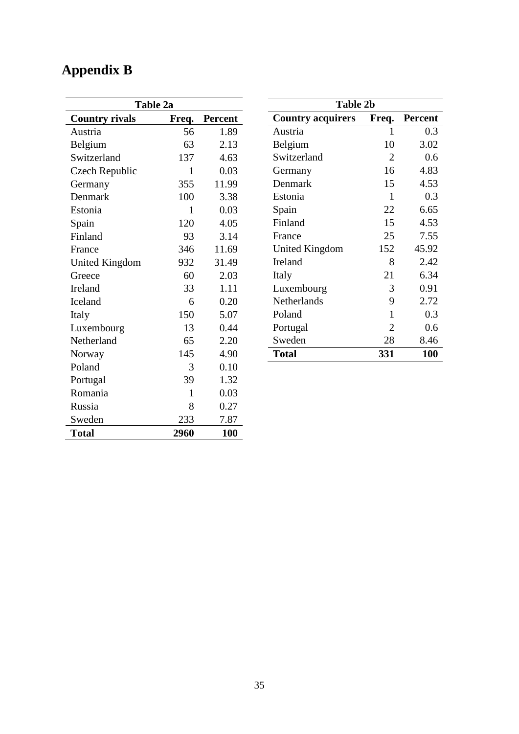# Appendix B

**Table 2a**

| **Country rivals** | **Freq.** | **Percent** |
|---|---|---|
| Austria | 56 | 1.89 |
| Belgium | 63 | 2.13 |
| Switzerland | 137 | 4.63 |
| Czech Republic | 1 | 0.03 |
| Germany | 355 | 11.99 |
| Denmark | 100 | 3.38 |
| Estonia | 1 | 0.03 |
| Spain | 120 | 4.05 |
| Finland | 93 | 3.14 |
| France | 346 | 11.69 |
| United Kingdom | 932 | 31.49 |
| Greece | 60 | 2.03 |
| Ireland | 33 | 1.11 |
| Iceland | 6 | 0.20 |
| Italy | 150 | 5.07 |
| Luxembourg | 13 | 0.44 |
| Netherland | 65 | 2.20 |
| Norway | 145 | 4.90 |
| Poland | 3 | 0.10 |
| Portugal | 39 | 1.32 |
| Romania | 1 | 0.03 |
| Russia | 8 | 0.27 |
| Sweden | 233 | 7.87 |
| **Total** | **2960** | **100** |

**Table 2b**

| **Country acquirers** | **Freq.** | **Percent** |
|---|---|---|
| Austria | 1 | 0.3 |
| Belgium | 10 | 3.02 |
| Switzerland | 2 | 0.6 |
| Germany | 16 | 4.83 |
| Denmark | 15 | 4.53 |
| Estonia | 1 | 0.3 |
| Spain | 22 | 6.65 |
| Finland | 15 | 4.53 |
| France | 25 | 7.55 |
| United Kingdom | 152 | 45.92 |
| Ireland | 8 | 2.42 |
| Italy | 21 | 6.34 |
| Luxembourg | 3 | 0.91 |
| Netherlands | 9 | 2.72 |
| Poland | 1 | 0.3 |
| Portugal | 2 | 0.6 |
| Sweden | 28 | 8.46 |
| **Total** | **331** | **100** |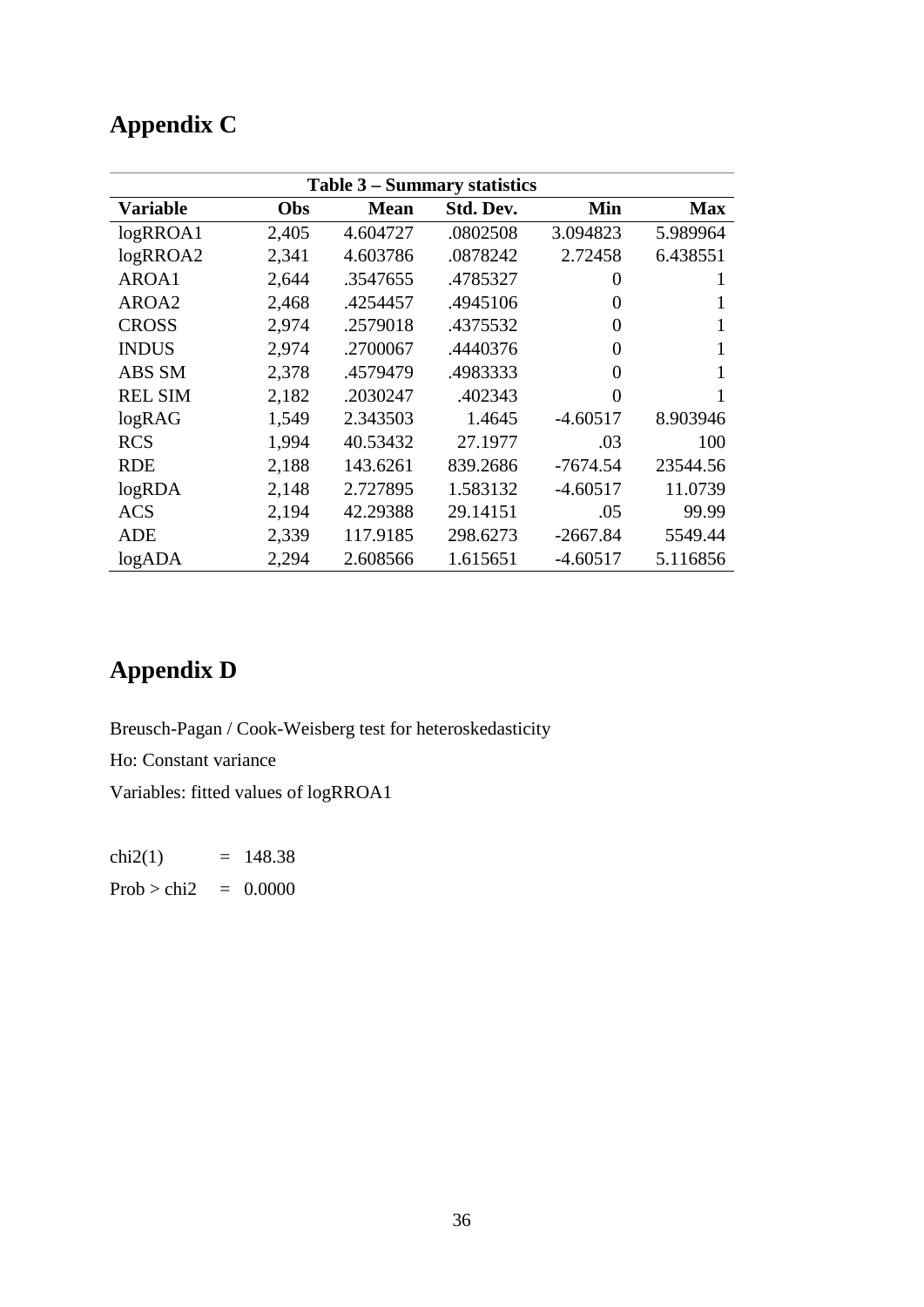# Appendix C

**Table 3 – Summary statistics**

| Variable | Obs | Mean | Std. Dev. | Min | Max |
|---|---|---|---|---|---|
| logRROA1 | 2,405 | 4.604727 | .0802508 | 3.094823 | 5.989964 |
| logRROA2 | 2,341 | 4.603786 | .0878242 | 2.72458 | 6.438551 |
| AROA1 | 2,644 | .3547655 | .4785327 | 0 | 1 |
| AROA2 | 2,468 | .4254457 | .4945106 | 0 | 1 |
| CROSS | 2,974 | .2579018 | .4375532 | 0 | 1 |
| INDUS | 2,974 | .2700067 | .4440376 | 0 | 1 |
| ABS SM | 2,378 | .4579479 | .4983333 | 0 | 1 |
| REL SIM | 2,182 | .2030247 | .402343 | 0 | 1 |
| logRAG | 1,549 | 2.343503 | 1.4645 | -4.60517 | 8.903946 |
| RCS | 1,994 | 40.53432 | 27.1977 | .03 | 100 |
| RDE | 2,188 | 143.6261 | 839.2686 | -7674.54 | 23544.56 |
| logRDA | 2,148 | 2.727895 | 1.583132 | -4.60517 | 11.0739 |
| ACS | 2,194 | 42.29388 | 29.14151 | .05 | 99.99 |
| ADE | 2,339 | 117.9185 | 298.6273 | -2667.84 | 5549.44 |
| logADA | 2,294 | 2.608566 | 1.615651 | -4.60517 | 5.116856 |

# Appendix D

Breusch-Pagan / Cook-Weisberg test for heteroskedasticity

Ho: Constant variance

Variables: fitted values of logRROA1

chi2(1) = 148.38

Prob > chi2 = 0.0000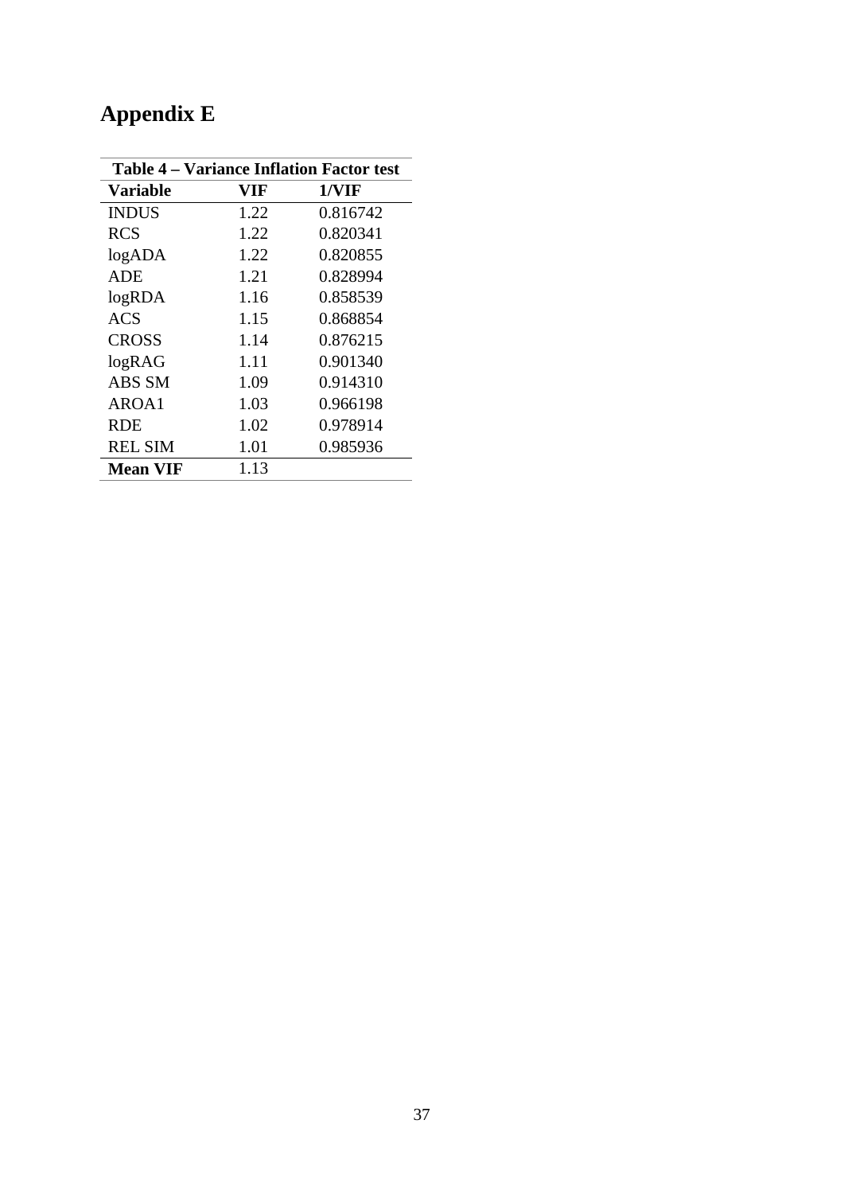# Appendix E

**Table 4 – Variance Inflation Factor test**

| **Variable** | **VIF** | **1/VIF** |
|---|---|---|
| INDUS | 1.22 | 0.816742 |
| RCS | 1.22 | 0.820341 |
| logADA | 1.22 | 0.820855 |
| ADE | 1.21 | 0.828994 |
| logRDA | 1.16 | 0.858539 |
| ACS | 1.15 | 0.868854 |
| CROSS | 1.14 | 0.876215 |
| logRAG | 1.11 | 0.901340 |
| ABS SM | 1.09 | 0.914310 |
| AROA1 | 1.03 | 0.966198 |
| RDE | 1.02 | 0.978914 |
| REL SIM | 1.01 | 0.985936 |
| **Mean VIF** | 1.13 | |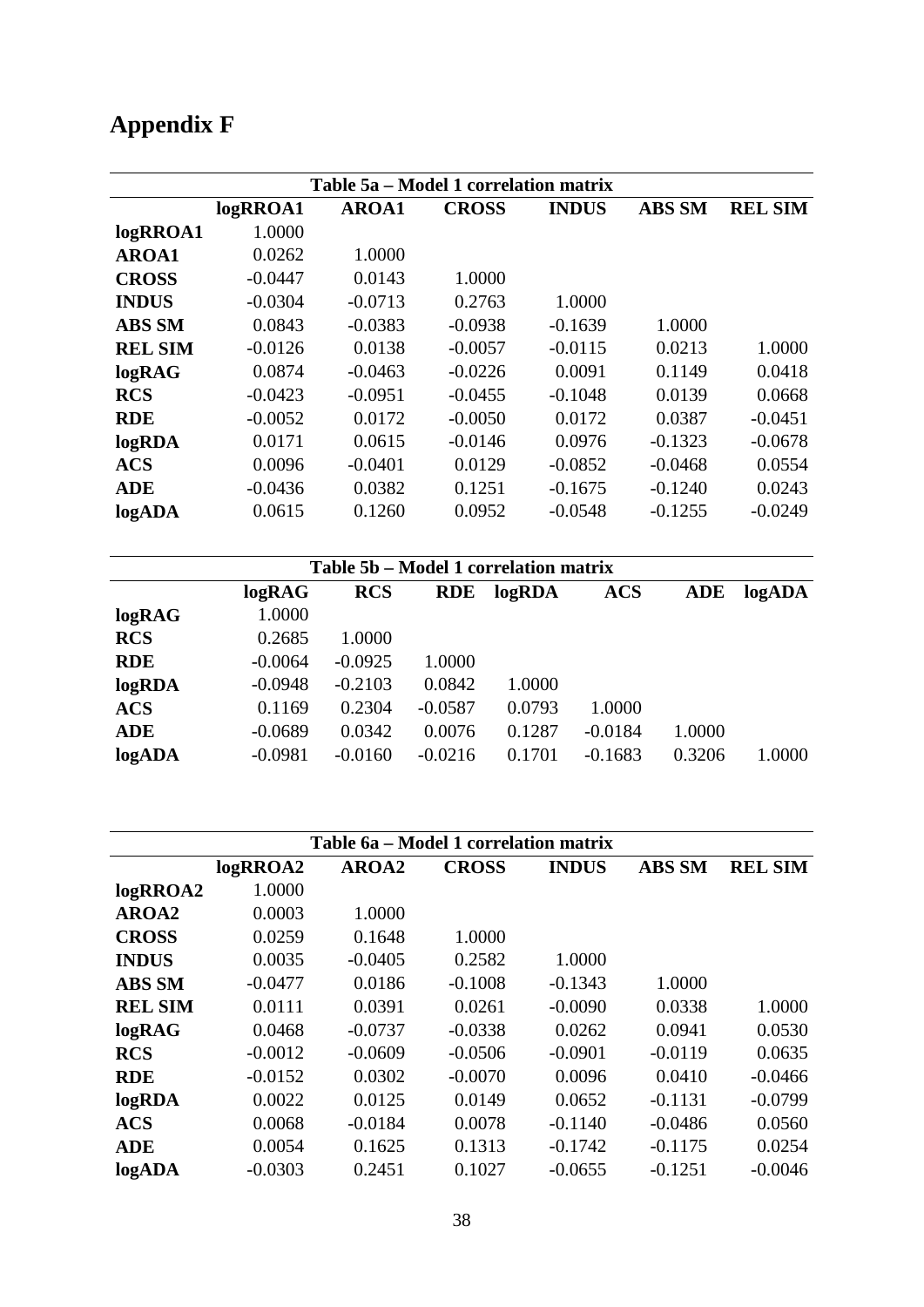# Appendix F

| Table 5a – Model 1 correlation matrix | | | | | | |
|---|---|---|---|---|---|---|
| | **logRROA1** | **AROA1** | **CROSS** | **INDUS** | **ABS SM** | **REL SIM** |
| **logRROA1** | 1.0000 | | | | | |
| **AROA1** | 0.0262 | 1.0000 | | | | |
| **CROSS** | -0.0447 | 0.0143 | 1.0000 | | | |
| **INDUS** | -0.0304 | -0.0713 | 0.2763 | 1.0000 | | |
| **ABS SM** | 0.0843 | -0.0383 | -0.0938 | -0.1639 | 1.0000 | |
| **REL SIM** | -0.0126 | 0.0138 | -0.0057 | -0.0115 | 0.0213 | 1.0000 |
| **logRAG** | 0.0874 | -0.0463 | -0.0226 | 0.0091 | 0.1149 | 0.0418 |
| **RCS** | -0.0423 | -0.0951 | -0.0455 | -0.1048 | 0.0139 | 0.0668 |
| **RDE** | -0.0052 | 0.0172 | -0.0050 | 0.0172 | 0.0387 | -0.0451 |
| **logRDA** | 0.0171 | 0.0615 | -0.0146 | 0.0976 | -0.1323 | -0.0678 |
| **ACS** | 0.0096 | -0.0401 | 0.0129 | -0.0852 | -0.0468 | 0.0554 |
| **ADE** | -0.0436 | 0.0382 | 0.1251 | -0.1675 | -0.1240 | 0.0243 |
| **logADA** | 0.0615 | 0.1260 | 0.0952 | -0.0548 | -0.1255 | -0.0249 |

| Table 5b – Model 1 correlation matrix | | | | | | | |
|---|---|---|---|---|---|---|---|
| | **logRAG** | **RCS** | **RDE** | **logRDA** | **ACS** | **ADE** | **logADA** |
| **logRAG** | 1.0000 | | | | | | |
| **RCS** | 0.2685 | 1.0000 | | | | | |
| **RDE** | -0.0064 | -0.0925 | 1.0000 | | | | |
| **logRDA** | -0.0948 | -0.2103 | 0.0842 | 1.0000 | | | |
| **ACS** | 0.1169 | 0.2304 | -0.0587 | 0.0793 | 1.0000 | | |
| **ADE** | -0.0689 | 0.0342 | 0.0076 | 0.1287 | -0.0184 | 1.0000 | |
| **logADA** | -0.0981 | -0.0160 | -0.0216 | 0.1701 | -0.1683 | 0.3206 | 1.0000 |

| Table 6a – Model 1 correlation matrix | | | | | | |
|---|---|---|---|---|---|---|
| | **logRROA2** | **AROA2** | **CROSS** | **INDUS** | **ABS SM** | **REL SIM** |
| **logRROA2** | 1.0000 | | | | | |
| **AROA2** | 0.0003 | 1.0000 | | | | |
| **CROSS** | 0.0259 | 0.1648 | 1.0000 | | | |
| **INDUS** | 0.0035 | -0.0405 | 0.2582 | 1.0000 | | |
| **ABS SM** | -0.0477 | 0.0186 | -0.1008 | -0.1343 | 1.0000 | |
| **REL SIM** | 0.0111 | 0.0391 | 0.0261 | -0.0090 | 0.0338 | 1.0000 |
| **logRAG** | 0.0468 | -0.0737 | -0.0338 | 0.0262 | 0.0941 | 0.0530 |
| **RCS** | -0.0012 | -0.0609 | -0.0506 | -0.0901 | -0.0119 | 0.0635 |
| **RDE** | -0.0152 | 0.0302 | -0.0070 | 0.0096 | 0.0410 | -0.0466 |
| **logRDA** | 0.0022 | 0.0125 | 0.0149 | 0.0652 | -0.1131 | -0.0799 |
| **ACS** | 0.0068 | -0.0184 | 0.0078 | -0.1140 | -0.0486 | 0.0560 |
| **ADE** | 0.0054 | 0.1625 | 0.1313 | -0.1742 | -0.1175 | 0.0254 |
| **logADA** | -0.0303 | 0.2451 | 0.1027 | -0.0655 | -0.1251 | -0.0046 |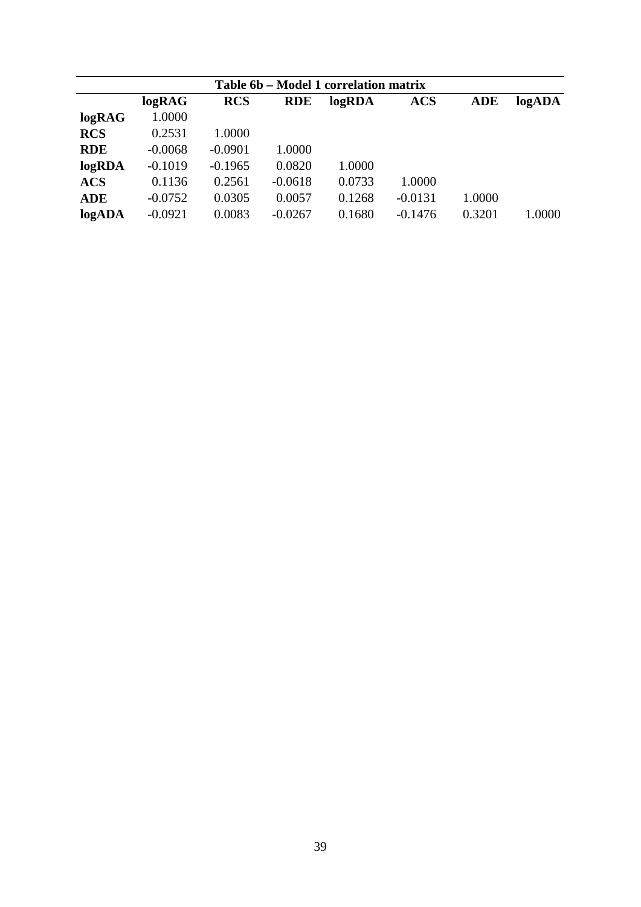| Table 6b – Model 1 correlation matrix | | | | | | | |
|---|---|---|---|---|---|---|---|
| | **logRAG** | **RCS** | **RDE** | **logRDA** | **ACS** | **ADE** | **logADA** |
| **logRAG** | 1.0000 | | | | | | |
| **RCS** | 0.2531 | 1.0000 | | | | | |
| **RDE** | -0.0068 | -0.0901 | 1.0000 | | | | |
| **logRDA** | -0.1019 | -0.1965 | 0.0820 | 1.0000 | | | |
| **ACS** | 0.1136 | 0.2561 | -0.0618 | 0.0733 | 1.0000 | | |
| **ADE** | -0.0752 | 0.0305 | 0.0057 | 0.1268 | -0.0131 | 1.0000 | |
| **logADA** | -0.0921 | 0.0083 | -0.0267 | 0.1680 | -0.1476 | 0.3201 | 1.0000 |